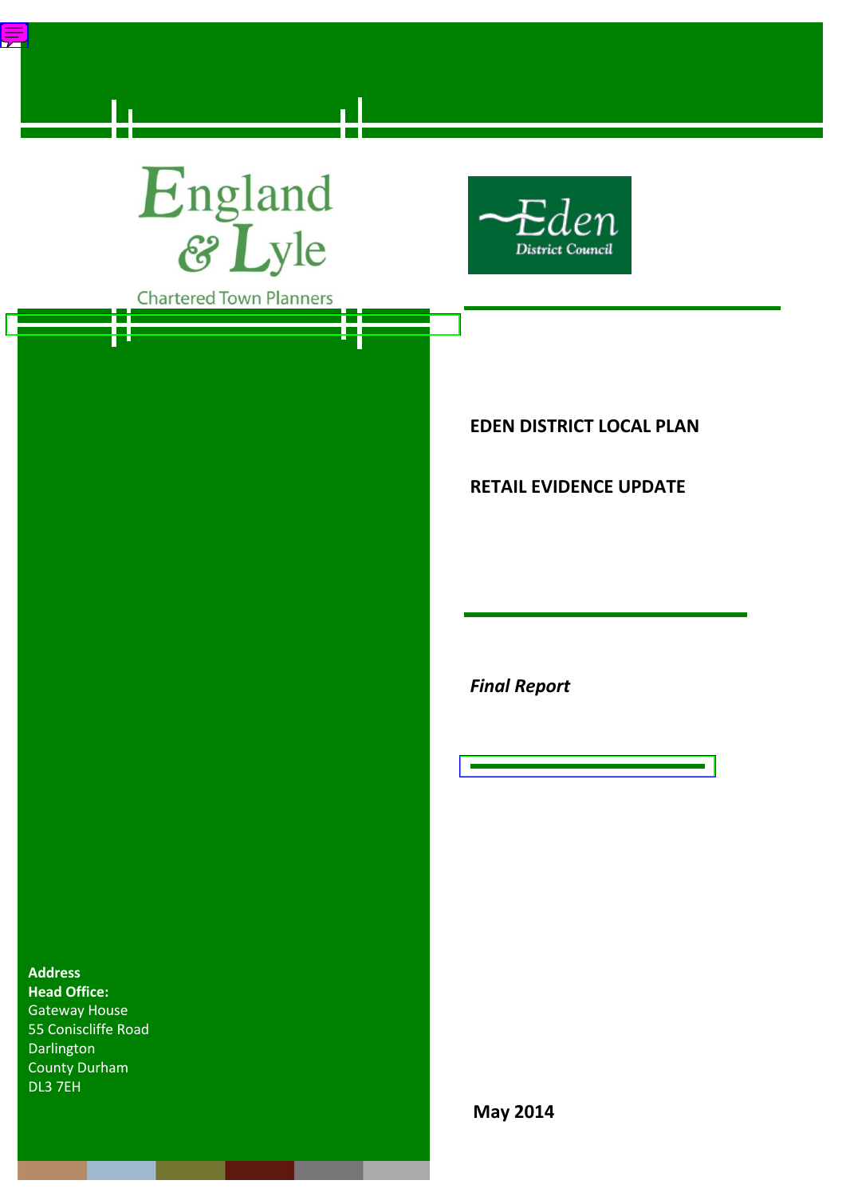England & Lyle

Chartered Town Planners

Eden District Council

# EDEN DISTRICT LOCAL PLAN

# RETAIL EVIDENCE UPDATE

***Final Report***

**Address**
**Head Office:**
Gateway House
55 Coniscliffe Road
Darlington
County Durham
DL3 7EH

**May 2014**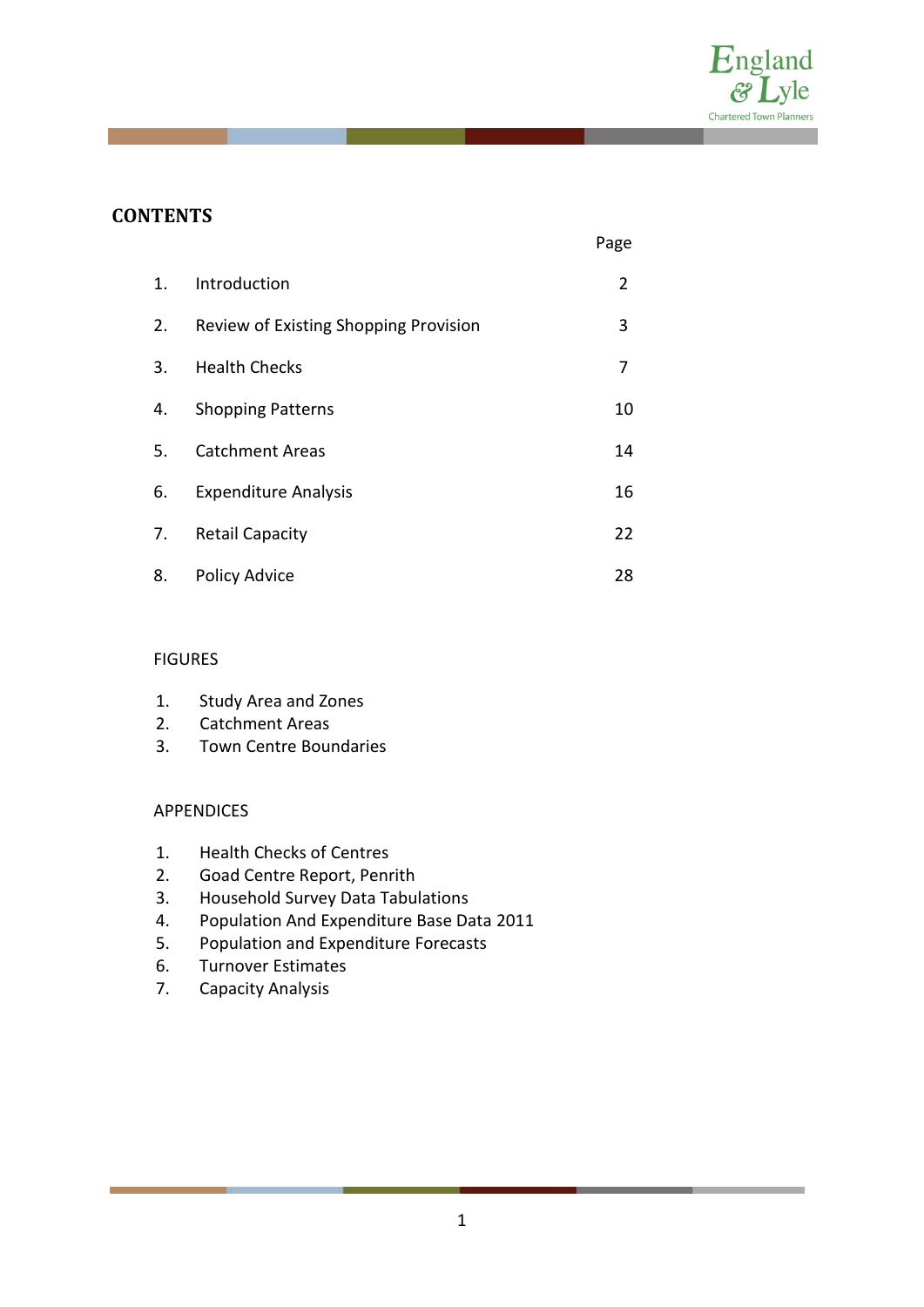## CONTENTS

| | | Page |
|---|---|---|
| 1. | Introduction | 2 |
| 2. | Review of Existing Shopping Provision | 3 |
| 3. | Health Checks | 7 |
| 4. | Shopping Patterns | 10 |
| 5. | Catchment Areas | 14 |
| 6. | Expenditure Analysis | 16 |
| 7. | Retail Capacity | 22 |
| 8. | Policy Advice | 28 |

FIGURES

1. Study Area and Zones
2. Catchment Areas
3. Town Centre Boundaries

APPENDICES

1. Health Checks of Centres
2. Goad Centre Report, Penrith
3. Household Survey Data Tabulations
4. Population And Expenditure Base Data 2011
5. Population and Expenditure Forecasts
6. Turnover Estimates
7. Capacity Analysis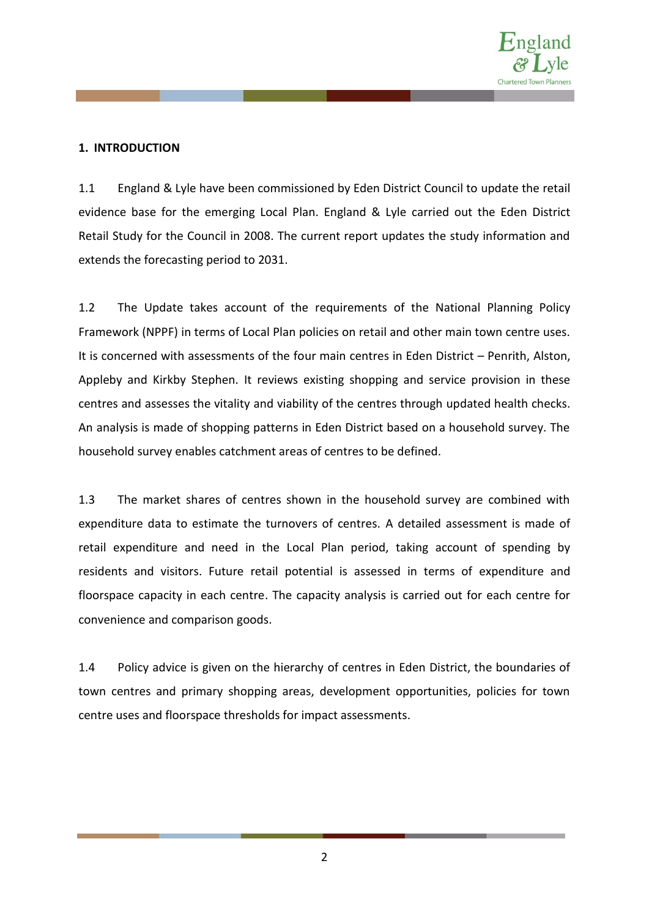## 1. INTRODUCTION

1.1 England & Lyle have been commissioned by Eden District Council to update the retail evidence base for the emerging Local Plan. England & Lyle carried out the Eden District Retail Study for the Council in 2008. The current report updates the study information and extends the forecasting period to 2031.

1.2 The Update takes account of the requirements of the National Planning Policy Framework (NPPF) in terms of Local Plan policies on retail and other main town centre uses. It is concerned with assessments of the four main centres in Eden District – Penrith, Alston, Appleby and Kirkby Stephen. It reviews existing shopping and service provision in these centres and assesses the vitality and viability of the centres through updated health checks. An analysis is made of shopping patterns in Eden District based on a household survey. The household survey enables catchment areas of centres to be defined.

1.3 The market shares of centres shown in the household survey are combined with expenditure data to estimate the turnovers of centres. A detailed assessment is made of retail expenditure and need in the Local Plan period, taking account of spending by residents and visitors. Future retail potential is assessed in terms of expenditure and floorspace capacity in each centre. The capacity analysis is carried out for each centre for convenience and comparison goods.

1.4 Policy advice is given on the hierarchy of centres in Eden District, the boundaries of town centres and primary shopping areas, development opportunities, policies for town centre uses and floorspace thresholds for impact assessments.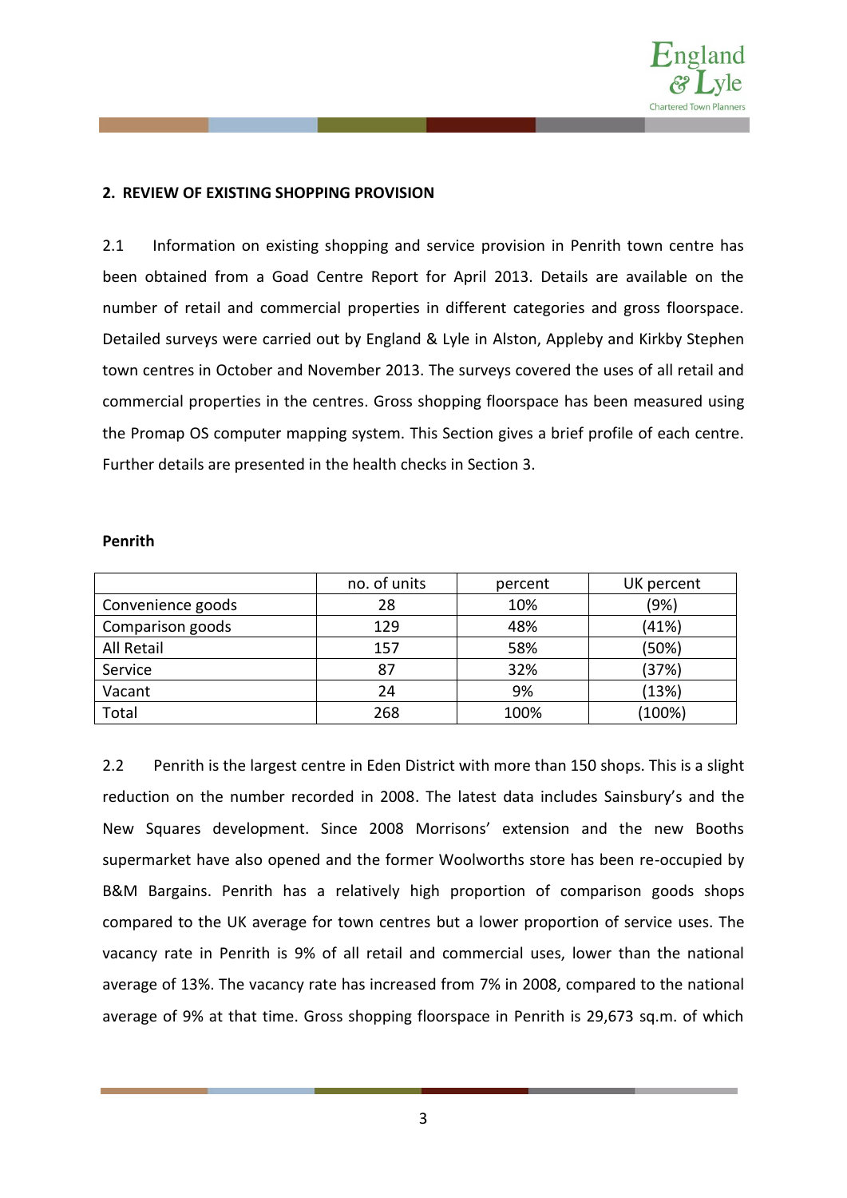## 2. REVIEW OF EXISTING SHOPPING PROVISION

2.1 Information on existing shopping and service provision in Penrith town centre has been obtained from a Goad Centre Report for April 2013. Details are available on the number of retail and commercial properties in different categories and gross floorspace. Detailed surveys were carried out by England & Lyle in Alston, Appleby and Kirkby Stephen town centres in October and November 2013. The surveys covered the uses of all retail and commercial properties in the centres. Gross shopping floorspace has been measured using the Promap OS computer mapping system. This Section gives a brief profile of each centre. Further details are presented in the health checks in Section 3.

**Penrith**

| | no. of units | percent | UK percent |
|---|---|---|---|
| Convenience goods | 28 | 10% | (9%) |
| Comparison goods | 129 | 48% | (41%) |
| All Retail | 157 | 58% | (50%) |
| Service | 87 | 32% | (37%) |
| Vacant | 24 | 9% | (13%) |
| Total | 268 | 100% | (100%) |

2.2 Penrith is the largest centre in Eden District with more than 150 shops. This is a slight reduction on the number recorded in 2008. The latest data includes Sainsbury's and the New Squares development. Since 2008 Morrisons' extension and the new Booths supermarket have also opened and the former Woolworths store has been re-occupied by B&M Bargains. Penrith has a relatively high proportion of comparison goods shops compared to the UK average for town centres but a lower proportion of service uses. The vacancy rate in Penrith is 9% of all retail and commercial uses, lower than the national average of 13%. The vacancy rate has increased from 7% in 2008, compared to the national average of 9% at that time. Gross shopping floorspace in Penrith is 29,673 sq.m. of which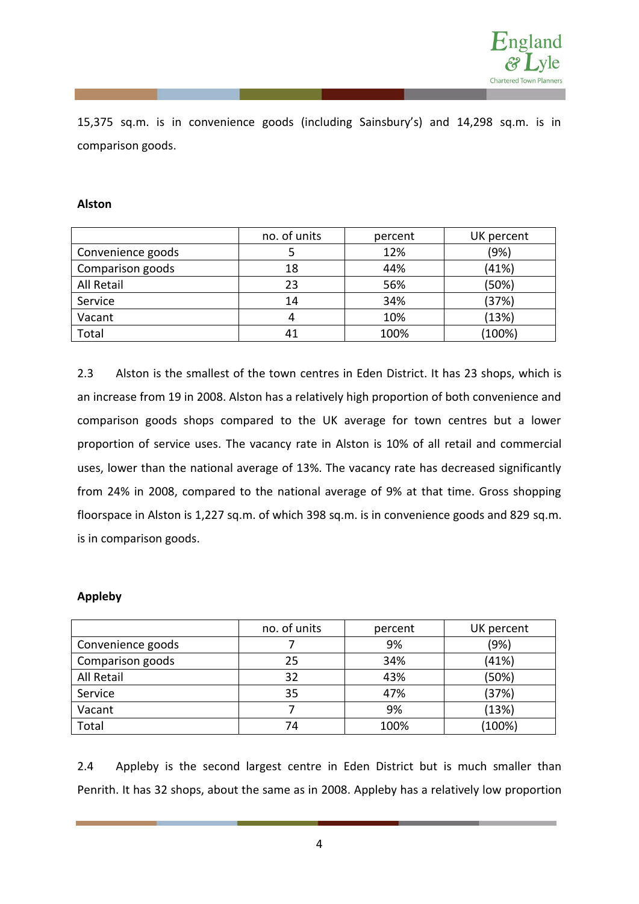15,375 sq.m. is in convenience goods (including Sainsbury's) and 14,298 sq.m. is in comparison goods.

**Alston**

| | no. of units | percent | UK percent |
|---|---|---|---|
| Convenience goods | 5 | 12% | (9%) |
| Comparison goods | 18 | 44% | (41%) |
| All Retail | 23 | 56% | (50%) |
| Service | 14 | 34% | (37%) |
| Vacant | 4 | 10% | (13%) |
| Total | 41 | 100% | (100%) |

2.3 Alston is the smallest of the town centres in Eden District. It has 23 shops, which is an increase from 19 in 2008. Alston has a relatively high proportion of both convenience and comparison goods shops compared to the UK average for town centres but a lower proportion of service uses. The vacancy rate in Alston is 10% of all retail and commercial uses, lower than the national average of 13%. The vacancy rate has decreased significantly from 24% in 2008, compared to the national average of 9% at that time. Gross shopping floorspace in Alston is 1,227 sq.m. of which 398 sq.m. is in convenience goods and 829 sq.m. is in comparison goods.

**Appleby**

| | no. of units | percent | UK percent |
|---|---|---|---|
| Convenience goods | 7 | 9% | (9%) |
| Comparison goods | 25 | 34% | (41%) |
| All Retail | 32 | 43% | (50%) |
| Service | 35 | 47% | (37%) |
| Vacant | 7 | 9% | (13%) |
| Total | 74 | 100% | (100%) |

2.4 Appleby is the second largest centre in Eden District but is much smaller than Penrith. It has 32 shops, about the same as in 2008. Appleby has a relatively low proportion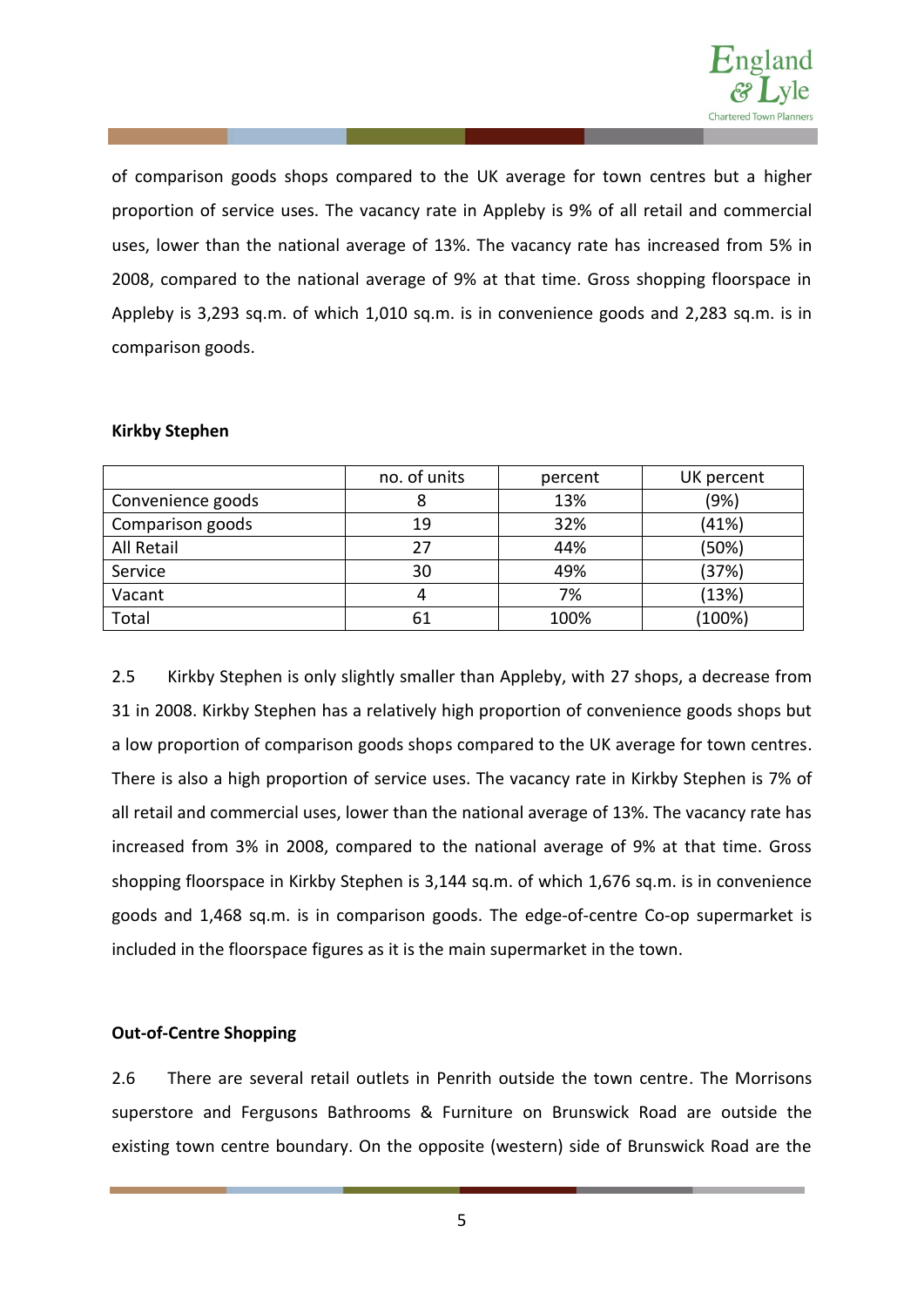of comparison goods shops compared to the UK average for town centres but a higher proportion of service uses. The vacancy rate in Appleby is 9% of all retail and commercial uses, lower than the national average of 13%. The vacancy rate has increased from 5% in 2008, compared to the national average of 9% at that time. Gross shopping floorspace in Appleby is 3,293 sq.m. of which 1,010 sq.m. is in convenience goods and 2,283 sq.m. is in comparison goods.

**Kirkby Stephen**

| | no. of units | percent | UK percent |
|---|---|---|---|
| Convenience goods | 8 | 13% | (9%) |
| Comparison goods | 19 | 32% | (41%) |
| All Retail | 27 | 44% | (50%) |
| Service | 30 | 49% | (37%) |
| Vacant | 4 | 7% | (13%) |
| Total | 61 | 100% | (100%) |

2.5 Kirkby Stephen is only slightly smaller than Appleby, with 27 shops, a decrease from 31 in 2008. Kirkby Stephen has a relatively high proportion of convenience goods shops but a low proportion of comparison goods shops compared to the UK average for town centres. There is also a high proportion of service uses. The vacancy rate in Kirkby Stephen is 7% of all retail and commercial uses, lower than the national average of 13%. The vacancy rate has increased from 3% in 2008, compared to the national average of 9% at that time. Gross shopping floorspace in Kirkby Stephen is 3,144 sq.m. of which 1,676 sq.m. is in convenience goods and 1,468 sq.m. is in comparison goods. The edge-of-centre Co-op supermarket is included in the floorspace figures as it is the main supermarket in the town.

**Out-of-Centre Shopping**

2.6 There are several retail outlets in Penrith outside the town centre. The Morrisons superstore and Fergusons Bathrooms & Furniture on Brunswick Road are outside the existing town centre boundary. On the opposite (western) side of Brunswick Road are the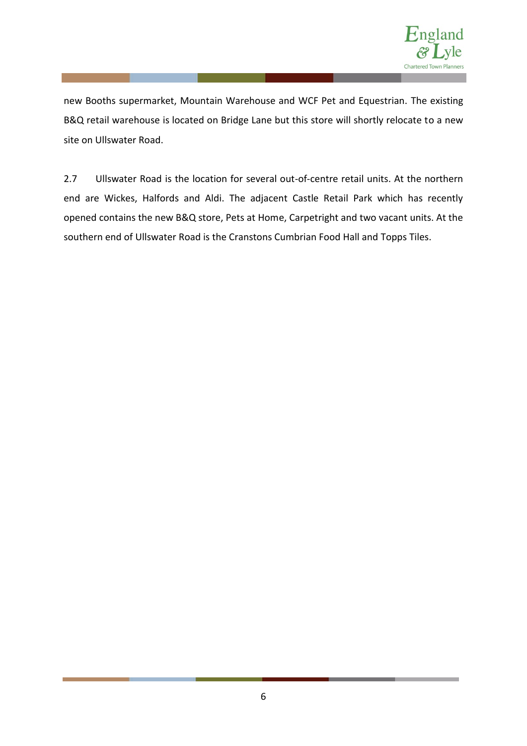new Booths supermarket, Mountain Warehouse and WCF Pet and Equestrian. The existing B&Q retail warehouse is located on Bridge Lane but this store will shortly relocate to a new site on Ullswater Road.

2.7 Ullswater Road is the location for several out-of-centre retail units. At the northern end are Wickes, Halfords and Aldi. The adjacent Castle Retail Park which has recently opened contains the new B&Q store, Pets at Home, Carpetright and two vacant units. At the southern end of Ullswater Road is the Cranstons Cumbrian Food Hall and Topps Tiles.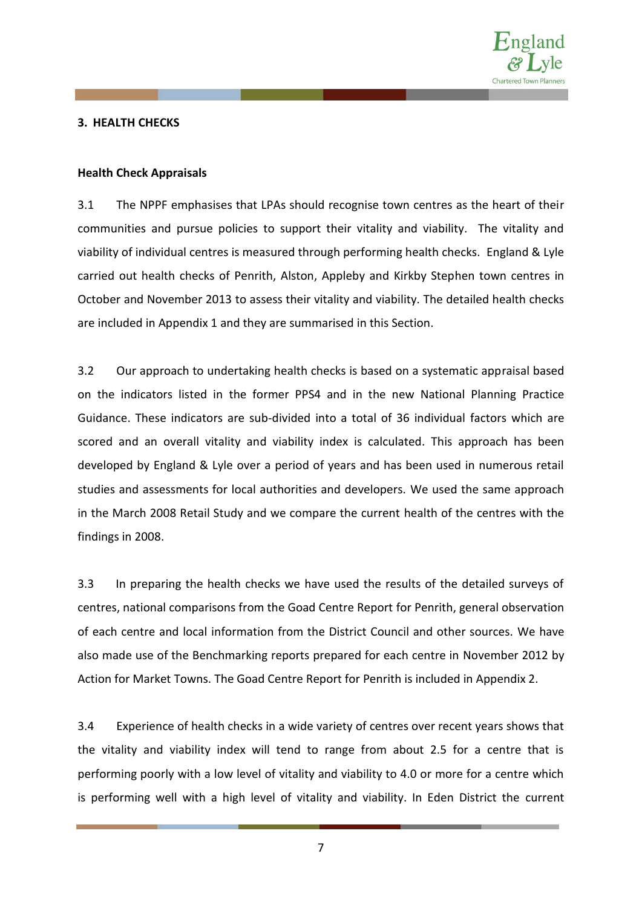## 3. HEALTH CHECKS

### Health Check Appraisals

3.1 The NPPF emphasises that LPAs should recognise town centres as the heart of their communities and pursue policies to support their vitality and viability. The vitality and viability of individual centres is measured through performing health checks. England & Lyle carried out health checks of Penrith, Alston, Appleby and Kirkby Stephen town centres in October and November 2013 to assess their vitality and viability. The detailed health checks are included in Appendix 1 and they are summarised in this Section.

3.2 Our approach to undertaking health checks is based on a systematic appraisal based on the indicators listed in the former PPS4 and in the new National Planning Practice Guidance. These indicators are sub-divided into a total of 36 individual factors which are scored and an overall vitality and viability index is calculated. This approach has been developed by England & Lyle over a period of years and has been used in numerous retail studies and assessments for local authorities and developers. We used the same approach in the March 2008 Retail Study and we compare the current health of the centres with the findings in 2008.

3.3 In preparing the health checks we have used the results of the detailed surveys of centres, national comparisons from the Goad Centre Report for Penrith, general observation of each centre and local information from the District Council and other sources. We have also made use of the Benchmarking reports prepared for each centre in November 2012 by Action for Market Towns. The Goad Centre Report for Penrith is included in Appendix 2.

3.4 Experience of health checks in a wide variety of centres over recent years shows that the vitality and viability index will tend to range from about 2.5 for a centre that is performing poorly with a low level of vitality and viability to 4.0 or more for a centre which is performing well with a high level of vitality and viability. In Eden District the current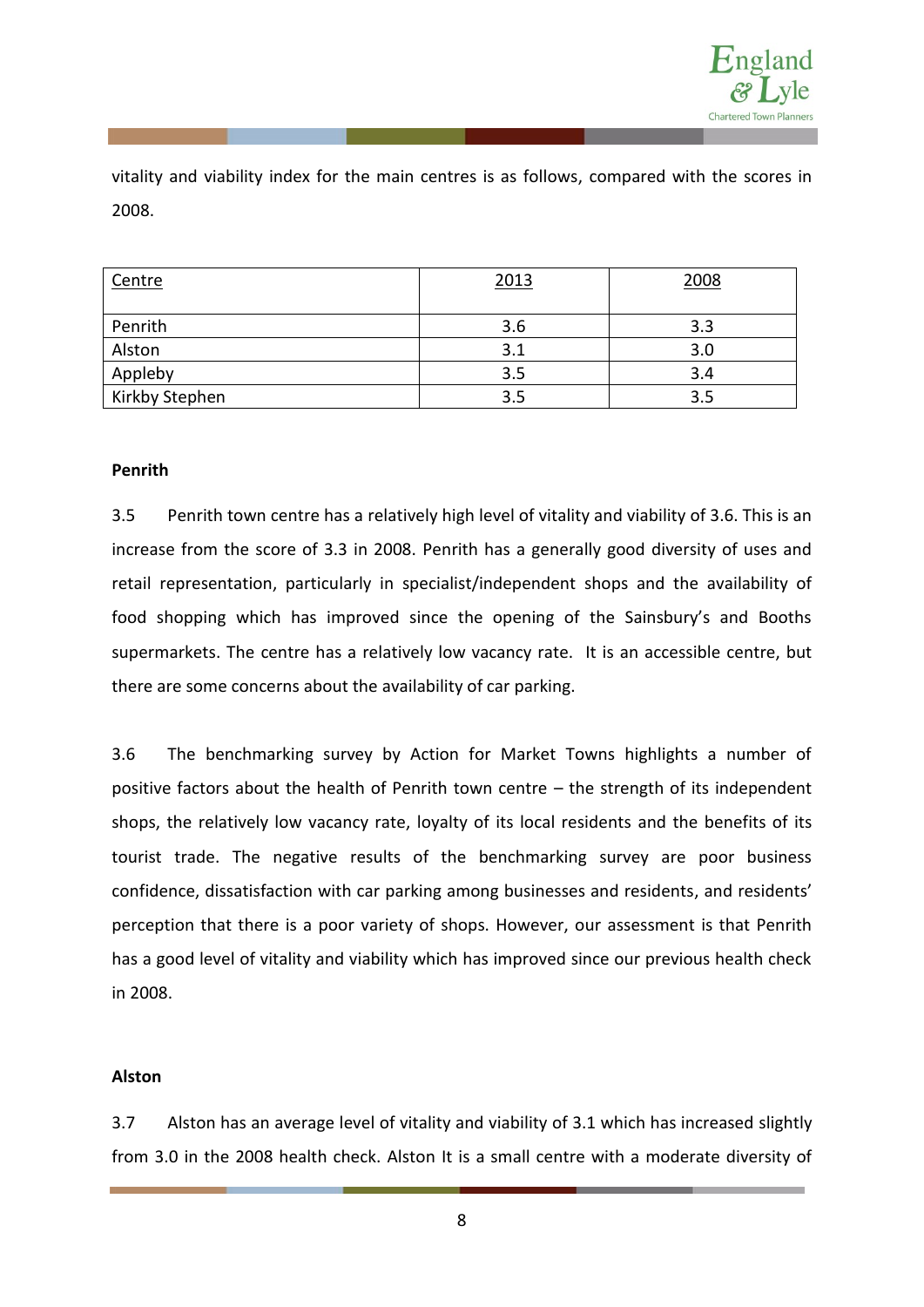vitality and viability index for the main centres is as follows, compared with the scores in 2008.

| Centre | 2013 | 2008 |
|---|---|---|
| Penrith | 3.6 | 3.3 |
| Alston | 3.1 | 3.0 |
| Appleby | 3.5 | 3.4 |
| Kirkby Stephen | 3.5 | 3.5 |

**Penrith**

3.5 Penrith town centre has a relatively high level of vitality and viability of 3.6. This is an increase from the score of 3.3 in 2008. Penrith has a generally good diversity of uses and retail representation, particularly in specialist/independent shops and the availability of food shopping which has improved since the opening of the Sainsbury's and Booths supermarkets. The centre has a relatively low vacancy rate. It is an accessible centre, but there are some concerns about the availability of car parking.

3.6 The benchmarking survey by Action for Market Towns highlights a number of positive factors about the health of Penrith town centre – the strength of its independent shops, the relatively low vacancy rate, loyalty of its local residents and the benefits of its tourist trade. The negative results of the benchmarking survey are poor business confidence, dissatisfaction with car parking among businesses and residents, and residents' perception that there is a poor variety of shops. However, our assessment is that Penrith has a good level of vitality and viability which has improved since our previous health check in 2008.

**Alston**

3.7 Alston has an average level of vitality and viability of 3.1 which has increased slightly from 3.0 in the 2008 health check. Alston It is a small centre with a moderate diversity of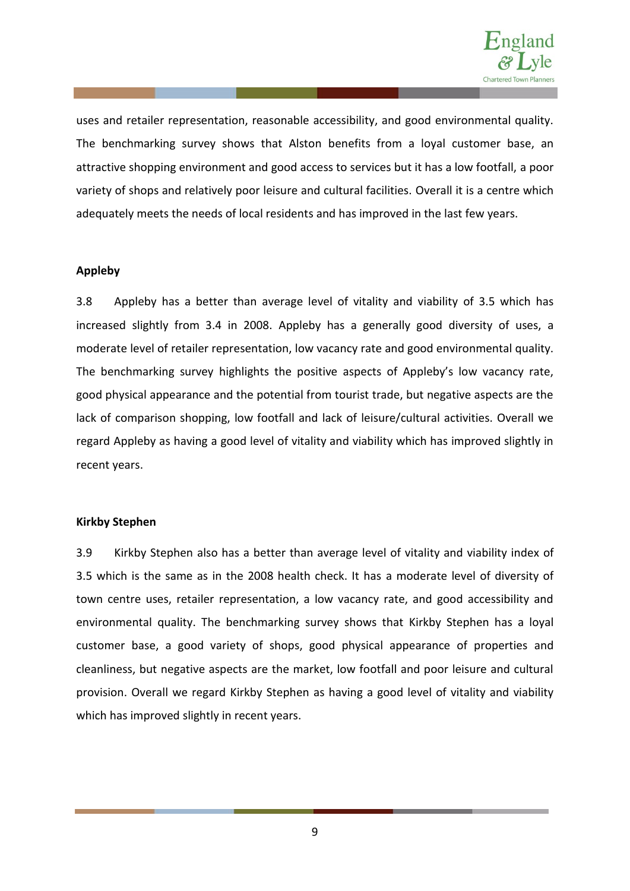uses and retailer representation, reasonable accessibility, and good environmental quality. The benchmarking survey shows that Alston benefits from a loyal customer base, an attractive shopping environment and good access to services but it has a low footfall, a poor variety of shops and relatively poor leisure and cultural facilities. Overall it is a centre which adequately meets the needs of local residents and has improved in the last few years.

**Appleby**

3.8 Appleby has a better than average level of vitality and viability of 3.5 which has increased slightly from 3.4 in 2008. Appleby has a generally good diversity of uses, a moderate level of retailer representation, low vacancy rate and good environmental quality. The benchmarking survey highlights the positive aspects of Appleby's low vacancy rate, good physical appearance and the potential from tourist trade, but negative aspects are the lack of comparison shopping, low footfall and lack of leisure/cultural activities. Overall we regard Appleby as having a good level of vitality and viability which has improved slightly in recent years.

**Kirkby Stephen**

3.9 Kirkby Stephen also has a better than average level of vitality and viability index of 3.5 which is the same as in the 2008 health check. It has a moderate level of diversity of town centre uses, retailer representation, a low vacancy rate, and good accessibility and environmental quality. The benchmarking survey shows that Kirkby Stephen has a loyal customer base, a good variety of shops, good physical appearance of properties and cleanliness, but negative aspects are the market, low footfall and poor leisure and cultural provision. Overall we regard Kirkby Stephen as having a good level of vitality and viability which has improved slightly in recent years.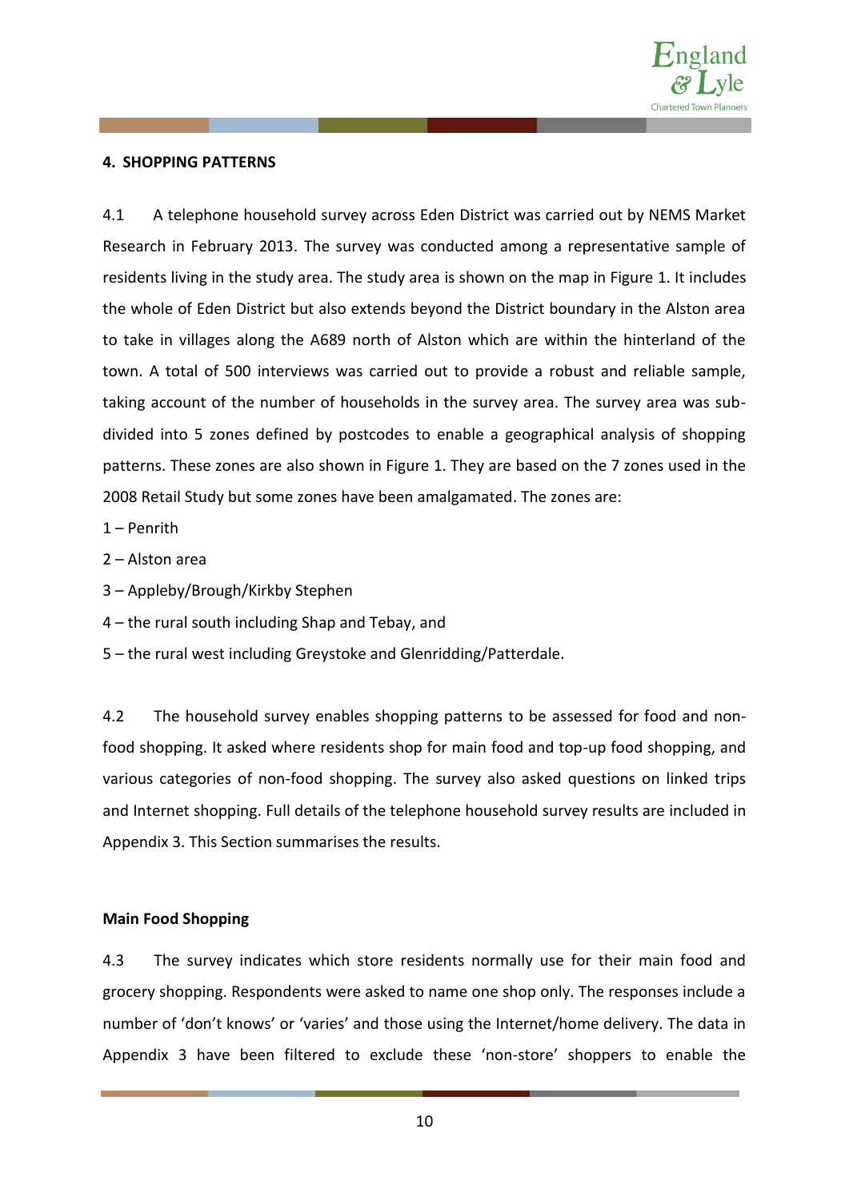## 4. SHOPPING PATTERNS

4.1 A telephone household survey across Eden District was carried out by NEMS Market Research in February 2013. The survey was conducted among a representative sample of residents living in the study area. The study area is shown on the map in Figure 1. It includes the whole of Eden District but also extends beyond the District boundary in the Alston area to take in villages along the A689 north of Alston which are within the hinterland of the town. A total of 500 interviews was carried out to provide a robust and reliable sample, taking account of the number of households in the survey area. The survey area was sub-divided into 5 zones defined by postcodes to enable a geographical analysis of shopping patterns. These zones are also shown in Figure 1. They are based on the 7 zones used in the 2008 Retail Study but some zones have been amalgamated. The zones are:

1 – Penrith

2 – Alston area

3 – Appleby/Brough/Kirkby Stephen

4 – the rural south including Shap and Tebay, and

5 – the rural west including Greystoke and Glenridding/Patterdale.

4.2 The household survey enables shopping patterns to be assessed for food and non-food shopping. It asked where residents shop for main food and top-up food shopping, and various categories of non-food shopping. The survey also asked questions on linked trips and Internet shopping. Full details of the telephone household survey results are included in Appendix 3. This Section summarises the results.

### Main Food Shopping

4.3 The survey indicates which store residents normally use for their main food and grocery shopping. Respondents were asked to name one shop only. The responses include a number of 'don't knows' or 'varies' and those using the Internet/home delivery. The data in Appendix 3 have been filtered to exclude these 'non-store' shoppers to enable the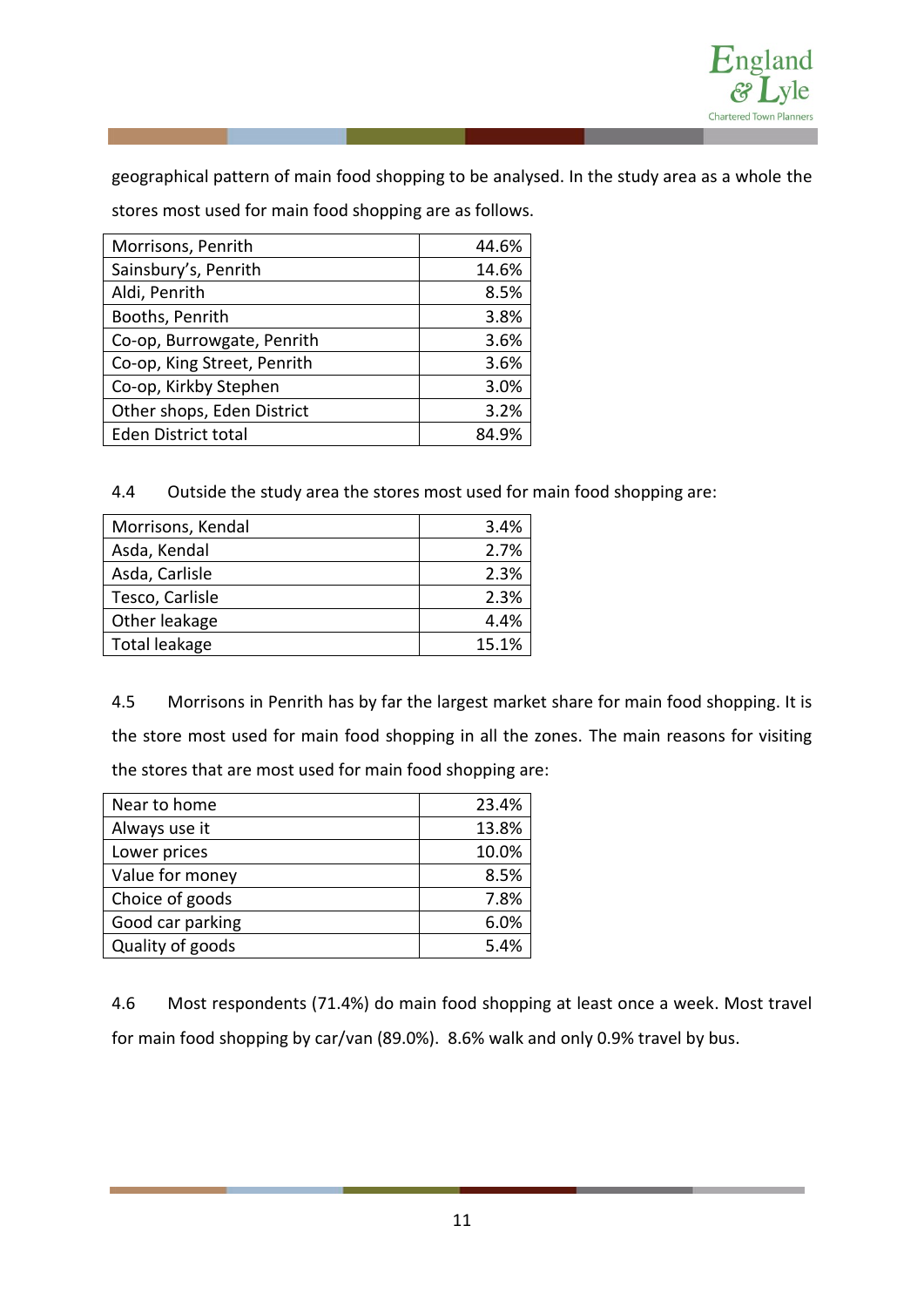geographical pattern of main food shopping to be analysed. In the study area as a whole the stores most used for main food shopping are as follows.

| | |
|---|---|
| Morrisons, Penrith | 44.6% |
| Sainsbury's, Penrith | 14.6% |
| Aldi, Penrith | 8.5% |
| Booths, Penrith | 3.8% |
| Co-op, Burrowgate, Penrith | 3.6% |
| Co-op, King Street, Penrith | 3.6% |
| Co-op, Kirkby Stephen | 3.0% |
| Other shops, Eden District | 3.2% |
| Eden District total | 84.9% |

4.4 Outside the study area the stores most used for main food shopping are:

| | |
|---|---|
| Morrisons, Kendal | 3.4% |
| Asda, Kendal | 2.7% |
| Asda, Carlisle | 2.3% |
| Tesco, Carlisle | 2.3% |
| Other leakage | 4.4% |
| Total leakage | 15.1% |

4.5 Morrisons in Penrith has by far the largest market share for main food shopping. It is the store most used for main food shopping in all the zones. The main reasons for visiting the stores that are most used for main food shopping are:

| | |
|---|---|
| Near to home | 23.4% |
| Always use it | 13.8% |
| Lower prices | 10.0% |
| Value for money | 8.5% |
| Choice of goods | 7.8% |
| Good car parking | 6.0% |
| Quality of goods | 5.4% |

4.6 Most respondents (71.4%) do main food shopping at least once a week. Most travel for main food shopping by car/van (89.0%). 8.6% walk and only 0.9% travel by bus.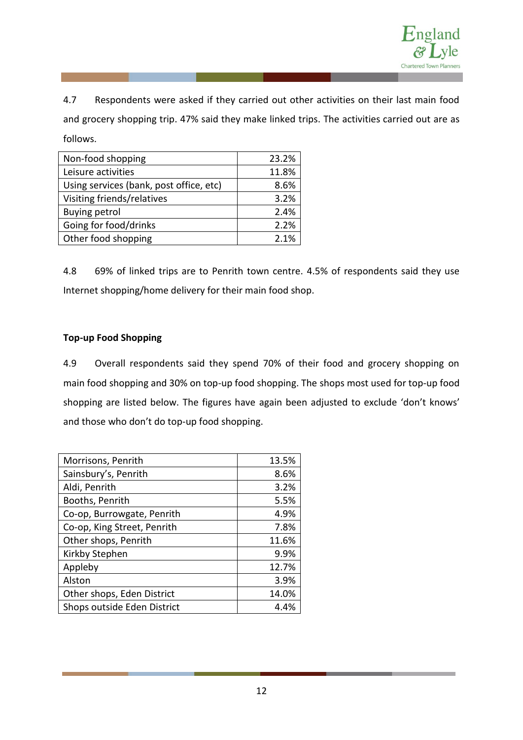4.7 Respondents were asked if they carried out other activities on their last main food and grocery shopping trip. 47% said they make linked trips. The activities carried out are as follows.

| Activity | % |
|---|---|
| Non-food shopping | 23.2% |
| Leisure activities | 11.8% |
| Using services (bank, post office, etc) | 8.6% |
| Visiting friends/relatives | 3.2% |
| Buying petrol | 2.4% |
| Going for food/drinks | 2.2% |
| Other food shopping | 2.1% |

4.8 69% of linked trips are to Penrith town centre. 4.5% of respondents said they use Internet shopping/home delivery for their main food shop.

**Top-up Food Shopping**

4.9 Overall respondents said they spend 70% of their food and grocery shopping on main food shopping and 30% on top-up food shopping. The shops most used for top-up food shopping are listed below. The figures have again been adjusted to exclude 'don't knows' and those who don't do top-up food shopping.

| Shop | % |
|---|---|
| Morrisons, Penrith | 13.5% |
| Sainsbury's, Penrith | 8.6% |
| Aldi, Penrith | 3.2% |
| Booths, Penrith | 5.5% |
| Co-op, Burrowgate, Penrith | 4.9% |
| Co-op, King Street, Penrith | 7.8% |
| Other shops, Penrith | 11.6% |
| Kirkby Stephen | 9.9% |
| Appleby | 12.7% |
| Alston | 3.9% |
| Other shops, Eden District | 14.0% |
| Shops outside Eden District | 4.4% |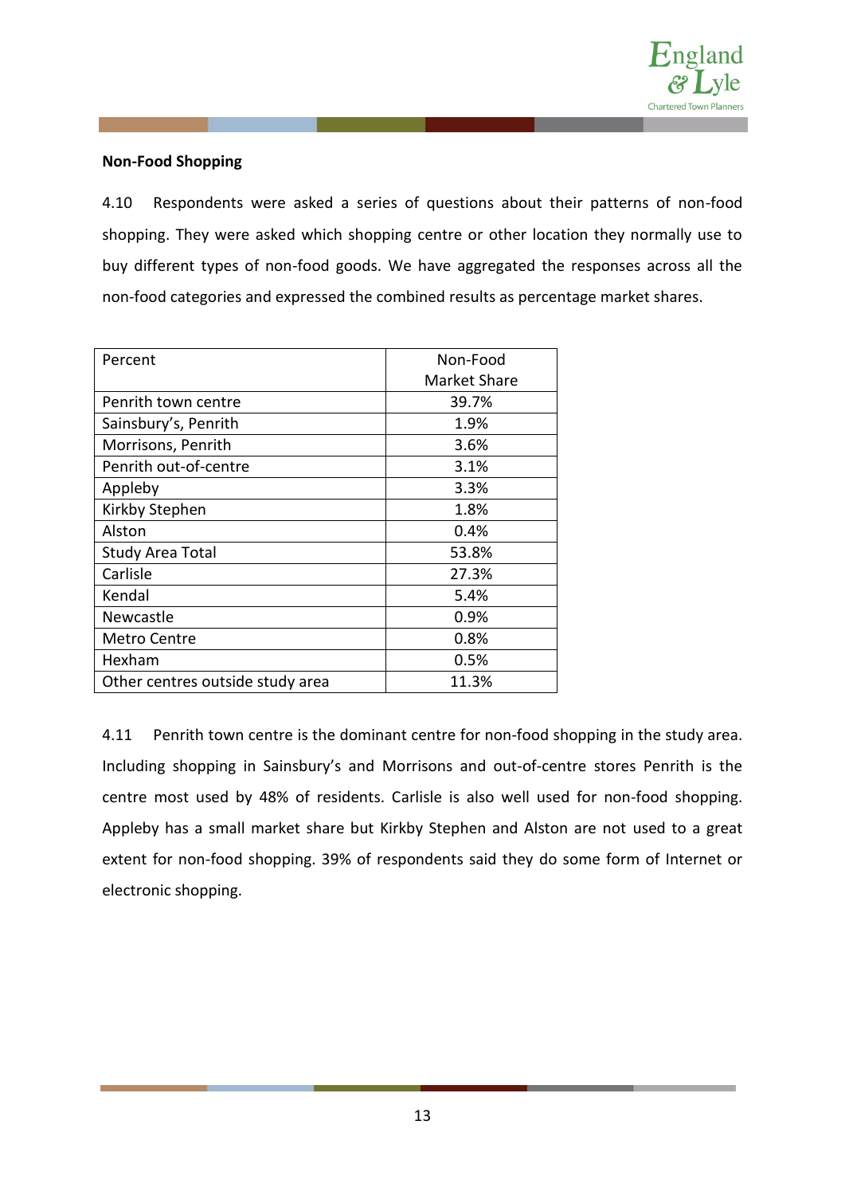**Non-Food Shopping**

4.10 Respondents were asked a series of questions about their patterns of non-food shopping. They were asked which shopping centre or other location they normally use to buy different types of non-food goods. We have aggregated the responses across all the non-food categories and expressed the combined results as percentage market shares.

| Percent | Non-Food Market Share |
|---|---|
| Penrith town centre | 39.7% |
| Sainsbury's, Penrith | 1.9% |
| Morrisons, Penrith | 3.6% |
| Penrith out-of-centre | 3.1% |
| Appleby | 3.3% |
| Kirkby Stephen | 1.8% |
| Alston | 0.4% |
| Study Area Total | 53.8% |
| Carlisle | 27.3% |
| Kendal | 5.4% |
| Newcastle | 0.9% |
| Metro Centre | 0.8% |
| Hexham | 0.5% |
| Other centres outside study area | 11.3% |

4.11 Penrith town centre is the dominant centre for non-food shopping in the study area. Including shopping in Sainsbury's and Morrisons and out-of-centre stores Penrith is the centre most used by 48% of residents. Carlisle is also well used for non-food shopping. Appleby has a small market share but Kirkby Stephen and Alston are not used to a great extent for non-food shopping. 39% of respondents said they do some form of Internet or electronic shopping.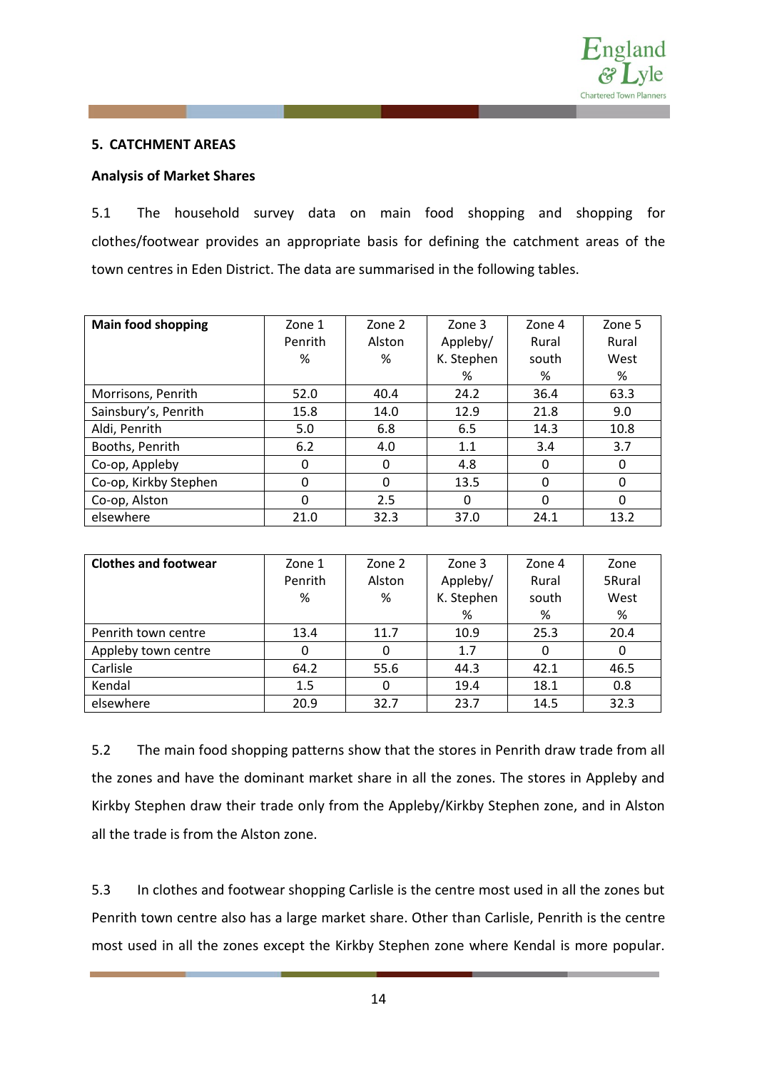## 5. CATCHMENT AREAS

### Analysis of Market Shares

5.1 The household survey data on main food shopping and shopping for clothes/footwear provides an appropriate basis for defining the catchment areas of the town centres in Eden District. The data are summarised in the following tables.

| Main food shopping | Zone 1 Penrith % | Zone 2 Alston % | Zone 3 Appleby/ K. Stephen % | Zone 4 Rural south % | Zone 5 Rural West % |
|---|---|---|---|---|---|
| Morrisons, Penrith | 52.0 | 40.4 | 24.2 | 36.4 | 63.3 |
| Sainsbury's, Penrith | 15.8 | 14.0 | 12.9 | 21.8 | 9.0 |
| Aldi, Penrith | 5.0 | 6.8 | 6.5 | 14.3 | 10.8 |
| Booths, Penrith | 6.2 | 4.0 | 1.1 | 3.4 | 3.7 |
| Co-op, Appleby | 0 | 0 | 4.8 | 0 | 0 |
| Co-op, Kirkby Stephen | 0 | 0 | 13.5 | 0 | 0 |
| Co-op, Alston | 0 | 2.5 | 0 | 0 | 0 |
| elsewhere | 21.0 | 32.3 | 37.0 | 24.1 | 13.2 |

| Clothes and footwear | Zone 1 Penrith % | Zone 2 Alston % | Zone 3 Appleby/ K. Stephen % | Zone 4 Rural south % | Zone 5Rural West % |
|---|---|---|---|---|---|
| Penrith town centre | 13.4 | 11.7 | 10.9 | 25.3 | 20.4 |
| Appleby town centre | 0 | 0 | 1.7 | 0 | 0 |
| Carlisle | 64.2 | 55.6 | 44.3 | 42.1 | 46.5 |
| Kendal | 1.5 | 0 | 19.4 | 18.1 | 0.8 |
| elsewhere | 20.9 | 32.7 | 23.7 | 14.5 | 32.3 |

5.2 The main food shopping patterns show that the stores in Penrith draw trade from all the zones and have the dominant market share in all the zones. The stores in Appleby and Kirkby Stephen draw their trade only from the Appleby/Kirkby Stephen zone, and in Alston all the trade is from the Alston zone.

5.3 In clothes and footwear shopping Carlisle is the centre most used in all the zones but Penrith town centre also has a large market share. Other than Carlisle, Penrith is the centre most used in all the zones except the Kirkby Stephen zone where Kendal is more popular.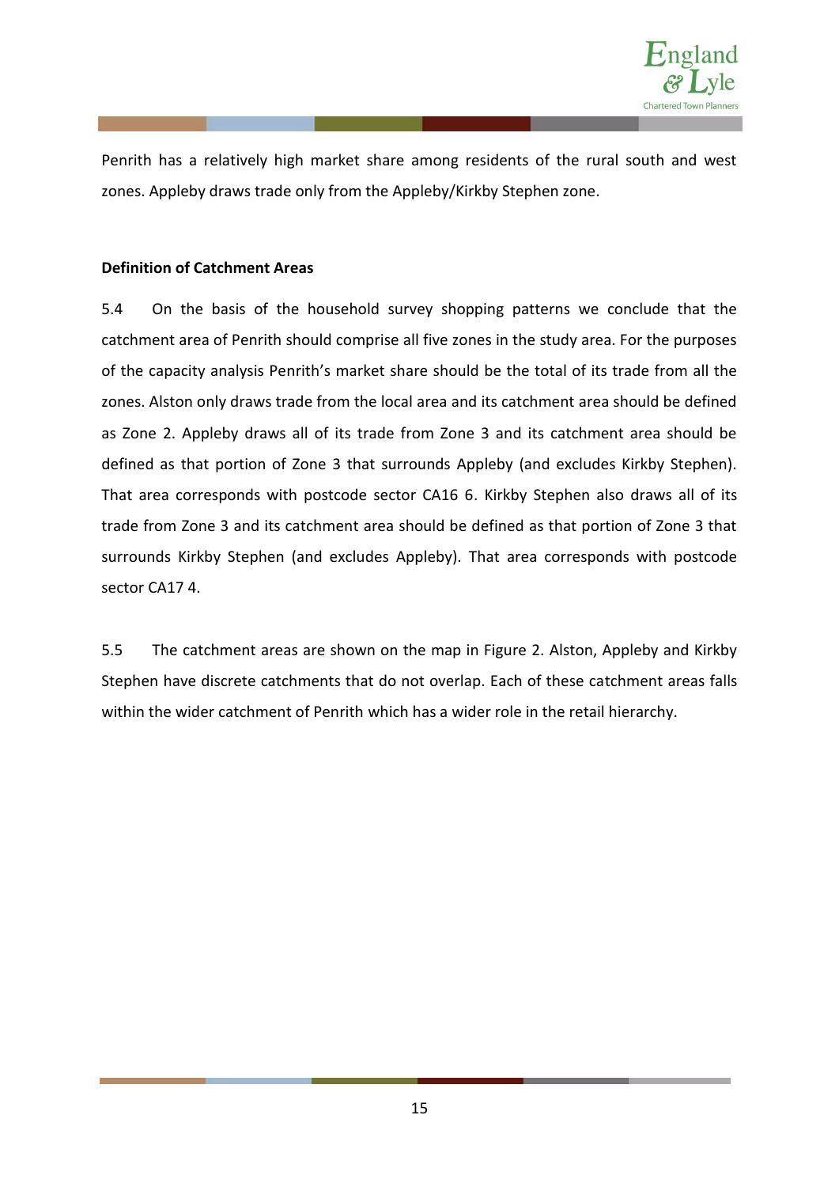Penrith has a relatively high market share among residents of the rural south and west zones. Appleby draws trade only from the Appleby/Kirkby Stephen zone.

**Definition of Catchment Areas**

5.4 On the basis of the household survey shopping patterns we conclude that the catchment area of Penrith should comprise all five zones in the study area. For the purposes of the capacity analysis Penrith's market share should be the total of its trade from all the zones. Alston only draws trade from the local area and its catchment area should be defined as Zone 2. Appleby draws all of its trade from Zone 3 and its catchment area should be defined as that portion of Zone 3 that surrounds Appleby (and excludes Kirkby Stephen). That area corresponds with postcode sector CA16 6. Kirkby Stephen also draws all of its trade from Zone 3 and its catchment area should be defined as that portion of Zone 3 that surrounds Kirkby Stephen (and excludes Appleby). That area corresponds with postcode sector CA17 4.

5.5 The catchment areas are shown on the map in Figure 2. Alston, Appleby and Kirkby Stephen have discrete catchments that do not overlap. Each of these catchment areas falls within the wider catchment of Penrith which has a wider role in the retail hierarchy.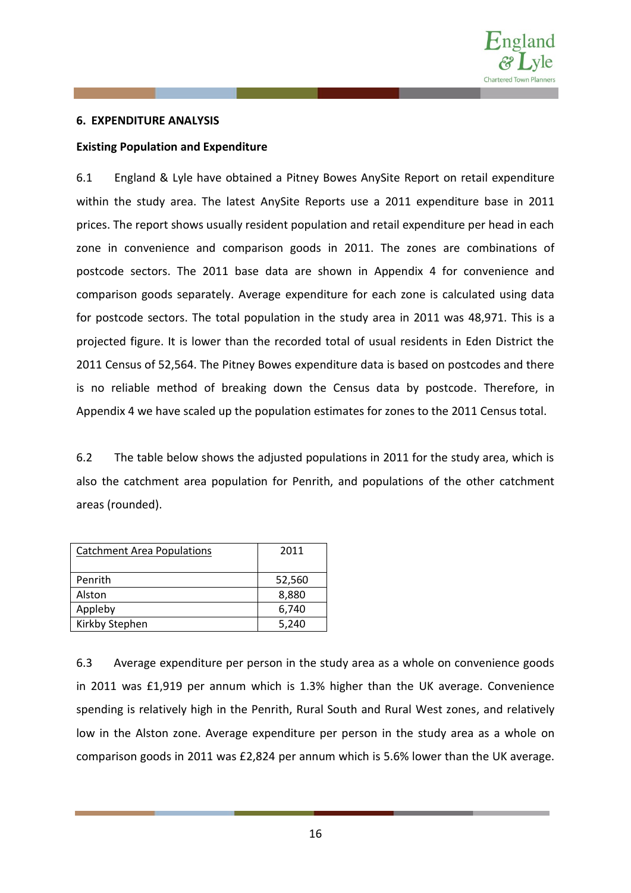## 6. EXPENDITURE ANALYSIS

### Existing Population and Expenditure

6.1 England & Lyle have obtained a Pitney Bowes AnySite Report on retail expenditure within the study area. The latest AnySite Reports use a 2011 expenditure base in 2011 prices. The report shows usually resident population and retail expenditure per head in each zone in convenience and comparison goods in 2011. The zones are combinations of postcode sectors. The 2011 base data are shown in Appendix 4 for convenience and comparison goods separately. Average expenditure for each zone is calculated using data for postcode sectors. The total population in the study area in 2011 was 48,971. This is a projected figure. It is lower than the recorded total of usual residents in Eden District the 2011 Census of 52,564. The Pitney Bowes expenditure data is based on postcodes and there is no reliable method of breaking down the Census data by postcode. Therefore, in Appendix 4 we have scaled up the population estimates for zones to the 2011 Census total.

6.2 The table below shows the adjusted populations in 2011 for the study area, which is also the catchment area population for Penrith, and populations of the other catchment areas (rounded).

| Catchment Area Populations | 2011 |
|---|---|
| Penrith | 52,560 |
| Alston | 8,880 |
| Appleby | 6,740 |
| Kirkby Stephen | 5,240 |

6.3 Average expenditure per person in the study area as a whole on convenience goods in 2011 was £1,919 per annum which is 1.3% higher than the UK average. Convenience spending is relatively high in the Penrith, Rural South and Rural West zones, and relatively low in the Alston zone. Average expenditure per person in the study area as a whole on comparison goods in 2011 was £2,824 per annum which is 5.6% lower than the UK average.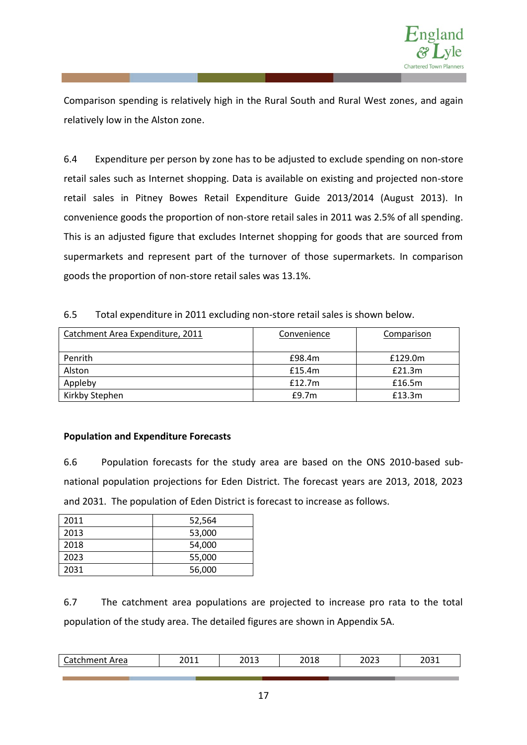Comparison spending is relatively high in the Rural South and Rural West zones, and again relatively low in the Alston zone.

6.4 Expenditure per person by zone has to be adjusted to exclude spending on non-store retail sales such as Internet shopping. Data is available on existing and projected non-store retail sales in Pitney Bowes Retail Expenditure Guide 2013/2014 (August 2013). In convenience goods the proportion of non-store retail sales in 2011 was 2.5% of all spending. This is an adjusted figure that excludes Internet shopping for goods that are sourced from supermarkets and represent part of the turnover of those supermarkets. In comparison goods the proportion of non-store retail sales was 13.1%.

6.5 Total expenditure in 2011 excluding non-store retail sales is shown below.

| Catchment Area Expenditure, 2011 | Convenience | Comparison |
|---|---|---|
| Penrith | £98.4m | £129.0m |
| Alston | £15.4m | £21.3m |
| Appleby | £12.7m | £16.5m |
| Kirkby Stephen | £9.7m | £13.3m |

**Population and Expenditure Forecasts**

6.6 Population forecasts for the study area are based on the ONS 2010-based sub-national population projections for Eden District. The forecast years are 2013, 2018, 2023 and 2031. The population of Eden District is forecast to increase as follows.

| | |
|---|---|
| 2011 | 52,564 |
| 2013 | 53,000 |
| 2018 | 54,000 |
| 2023 | 55,000 |
| 2031 | 56,000 |

6.7 The catchment area populations are projected to increase pro rata to the total population of the study area. The detailed figures are shown in Appendix 5A.

| Catchment Area | 2011 | 2013 | 2018 | 2023 | 2031 |
|---|---|---|---|---|---|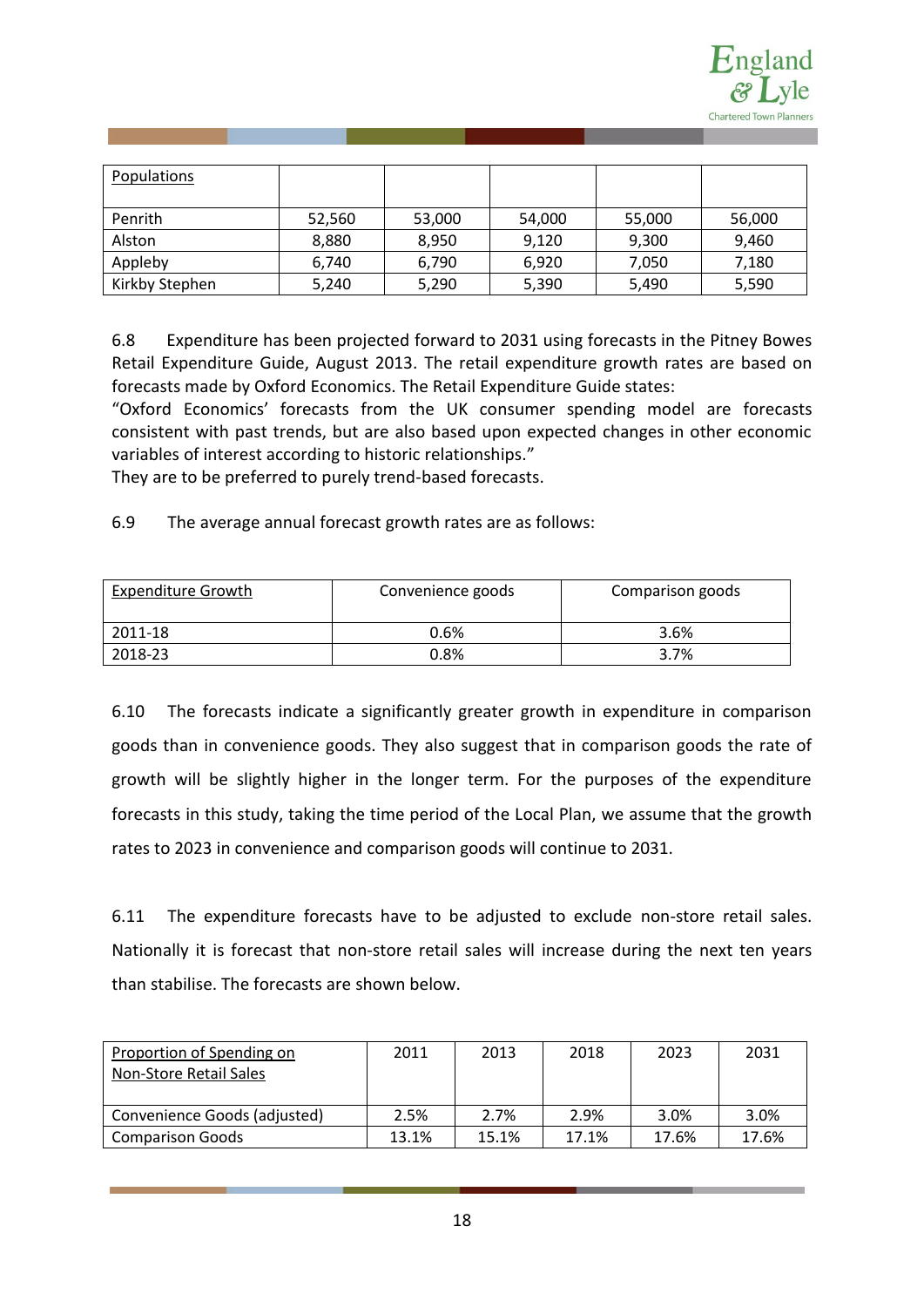| Populations | | | | | |
|---|---|---|---|---|---|
| Penrith | 52,560 | 53,000 | 54,000 | 55,000 | 56,000 |
| Alston | 8,880 | 8,950 | 9,120 | 9,300 | 9,460 |
| Appleby | 6,740 | 6,790 | 6,920 | 7,050 | 7,180 |
| Kirkby Stephen | 5,240 | 5,290 | 5,390 | 5,490 | 5,590 |

6.8 Expenditure has been projected forward to 2031 using forecasts in the Pitney Bowes Retail Expenditure Guide, August 2013. The retail expenditure growth rates are based on forecasts made by Oxford Economics. The Retail Expenditure Guide states:

"Oxford Economics' forecasts from the UK consumer spending model are forecasts consistent with past trends, but are also based upon expected changes in other economic variables of interest according to historic relationships."

They are to be preferred to purely trend-based forecasts.

6.9 The average annual forecast growth rates are as follows:

| Expenditure Growth | Convenience goods | Comparison goods |
|---|---|---|
| 2011-18 | 0.6% | 3.6% |
| 2018-23 | 0.8% | 3.7% |

6.10 The forecasts indicate a significantly greater growth in expenditure in comparison goods than in convenience goods. They also suggest that in comparison goods the rate of growth will be slightly higher in the longer term. For the purposes of the expenditure forecasts in this study, taking the time period of the Local Plan, we assume that the growth rates to 2023 in convenience and comparison goods will continue to 2031.

6.11 The expenditure forecasts have to be adjusted to exclude non-store retail sales. Nationally it is forecast that non-store retail sales will increase during the next ten years than stabilise. The forecasts are shown below.

| Proportion of Spending on Non-Store Retail Sales | 2011 | 2013 | 2018 | 2023 | 2031 |
|---|---|---|---|---|---|
| Convenience Goods (adjusted) | 2.5% | 2.7% | 2.9% | 3.0% | 3.0% |
| Comparison Goods | 13.1% | 15.1% | 17.1% | 17.6% | 17.6% |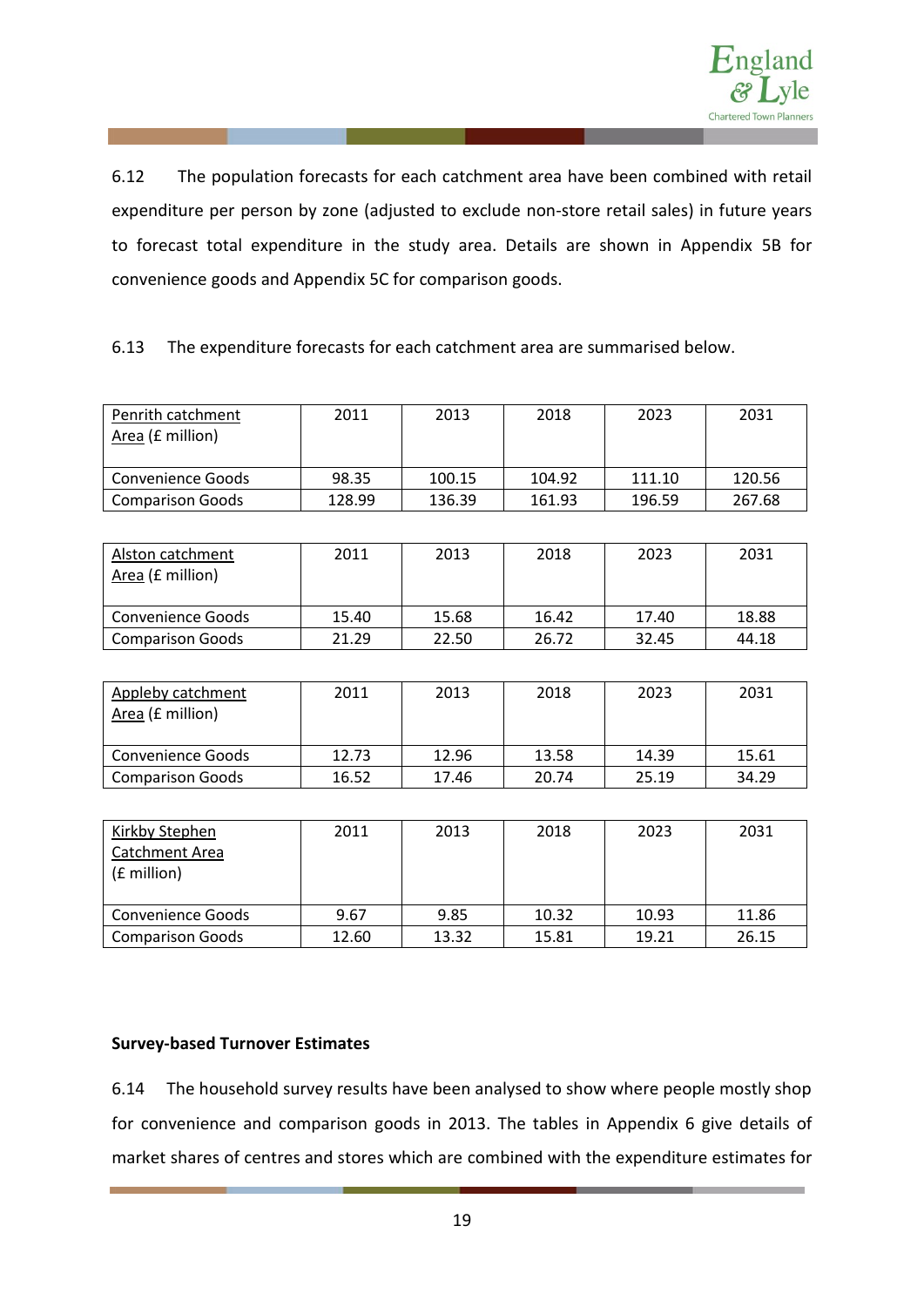6.12 The population forecasts for each catchment area have been combined with retail expenditure per person by zone (adjusted to exclude non-store retail sales) in future years to forecast total expenditure in the study area. Details are shown in Appendix 5B for convenience goods and Appendix 5C for comparison goods.

6.13 The expenditure forecasts for each catchment area are summarised below.

| Penrith catchment Area (£ million) | 2011 | 2013 | 2018 | 2023 | 2031 |
|---|---|---|---|---|---|
| Convenience Goods | 98.35 | 100.15 | 104.92 | 111.10 | 120.56 |
| Comparison Goods | 128.99 | 136.39 | 161.93 | 196.59 | 267.68 |

| Alston catchment Area (£ million) | 2011 | 2013 | 2018 | 2023 | 2031 |
|---|---|---|---|---|---|
| Convenience Goods | 15.40 | 15.68 | 16.42 | 17.40 | 18.88 |
| Comparison Goods | 21.29 | 22.50 | 26.72 | 32.45 | 44.18 |

| Appleby catchment Area (£ million) | 2011 | 2013 | 2018 | 2023 | 2031 |
|---|---|---|---|---|---|
| Convenience Goods | 12.73 | 12.96 | 13.58 | 14.39 | 15.61 |
| Comparison Goods | 16.52 | 17.46 | 20.74 | 25.19 | 34.29 |

| Kirkby Stephen Catchment Area (£ million) | 2011 | 2013 | 2018 | 2023 | 2031 |
|---|---|---|---|---|---|
| Convenience Goods | 9.67 | 9.85 | 10.32 | 10.93 | 11.86 |
| Comparison Goods | 12.60 | 13.32 | 15.81 | 19.21 | 26.15 |

**Survey-based Turnover Estimates**

6.14 The household survey results have been analysed to show where people mostly shop for convenience and comparison goods in 2013. The tables in Appendix 6 give details of market shares of centres and stores which are combined with the expenditure estimates for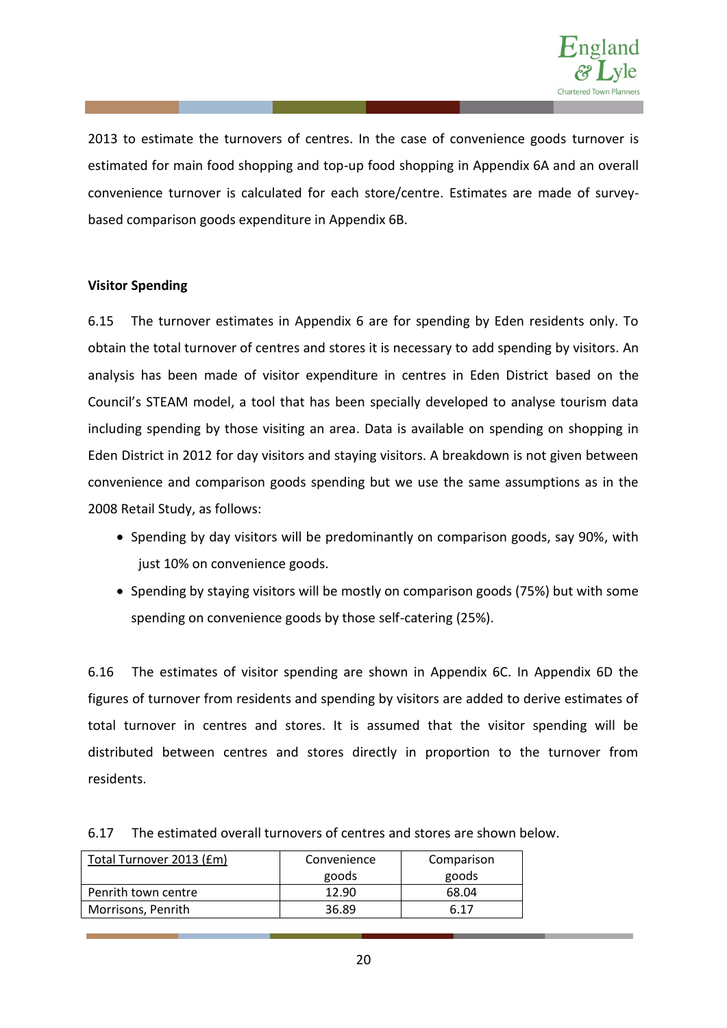2013 to estimate the turnovers of centres. In the case of convenience goods turnover is estimated for main food shopping and top-up food shopping in Appendix 6A and an overall convenience turnover is calculated for each store/centre. Estimates are made of survey-based comparison goods expenditure in Appendix 6B.

**Visitor Spending**

6.15 The turnover estimates in Appendix 6 are for spending by Eden residents only. To obtain the total turnover of centres and stores it is necessary to add spending by visitors. An analysis has been made of visitor expenditure in centres in Eden District based on the Council's STEAM model, a tool that has been specially developed to analyse tourism data including spending by those visiting an area. Data is available on spending on shopping in Eden District in 2012 for day visitors and staying visitors. A breakdown is not given between convenience and comparison goods spending but we use the same assumptions as in the 2008 Retail Study, as follows:

- Spending by day visitors will be predominantly on comparison goods, say 90%, with just 10% on convenience goods.
- Spending by staying visitors will be mostly on comparison goods (75%) but with some spending on convenience goods by those self-catering (25%).

6.16 The estimates of visitor spending are shown in Appendix 6C. In Appendix 6D the figures of turnover from residents and spending by visitors are added to derive estimates of total turnover in centres and stores. It is assumed that the visitor spending will be distributed between centres and stores directly in proportion to the turnover from residents.

6.17 The estimated overall turnovers of centres and stores are shown below.

| Total Turnover 2013 (£m) | Convenience goods | Comparison goods |
|---|---|---|
| Penrith town centre | 12.90 | 68.04 |
| Morrisons, Penrith | 36.89 | 6.17 |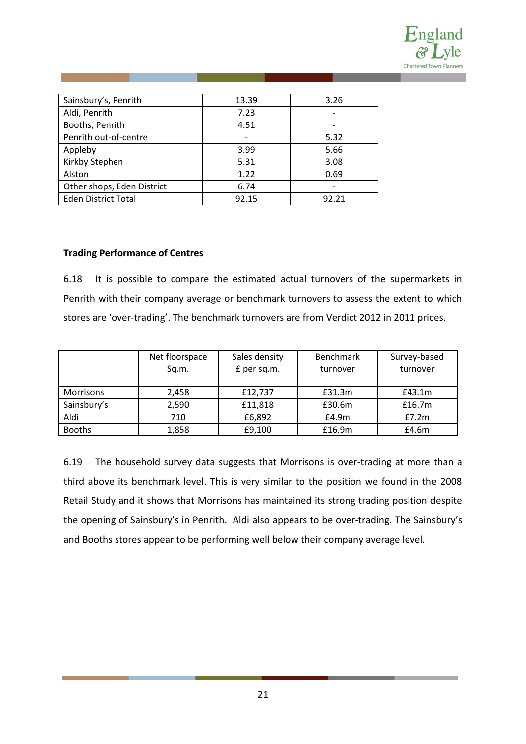| | | |
|---|---|---|
| Sainsbury's, Penrith | 13.39 | 3.26 |
| Aldi, Penrith | 7.23 | - |
| Booths, Penrith | 4.51 | - |
| Penrith out-of-centre | - | 5.32 |
| Appleby | 3.99 | 5.66 |
| Kirkby Stephen | 5.31 | 3.08 |
| Alston | 1.22 | 0.69 |
| Other shops, Eden District | 6.74 | - |
| Eden District Total | 92.15 | 92.21 |

**Trading Performance of Centres**

6.18 It is possible to compare the estimated actual turnovers of the supermarkets in Penrith with their company average or benchmark turnovers to assess the extent to which stores are 'over-trading'. The benchmark turnovers are from Verdict 2012 in 2011 prices.

| | Net floorspace Sq.m. | Sales density £ per sq.m. | Benchmark turnover | Survey-based turnover |
|---|---|---|---|---|
| Morrisons | 2,458 | £12,737 | £31.3m | £43.1m |
| Sainsbury's | 2,590 | £11,818 | £30.6m | £16.7m |
| Aldi | 710 | £6,892 | £4.9m | £7.2m |
| Booths | 1,858 | £9,100 | £16.9m | £4.6m |

6.19 The household survey data suggests that Morrisons is over-trading at more than a third above its benchmark level. This is very similar to the position we found in the 2008 Retail Study and it shows that Morrisons has maintained its strong trading position despite the opening of Sainsbury's in Penrith. Aldi also appears to be over-trading. The Sainsbury's and Booths stores appear to be performing well below their company average level.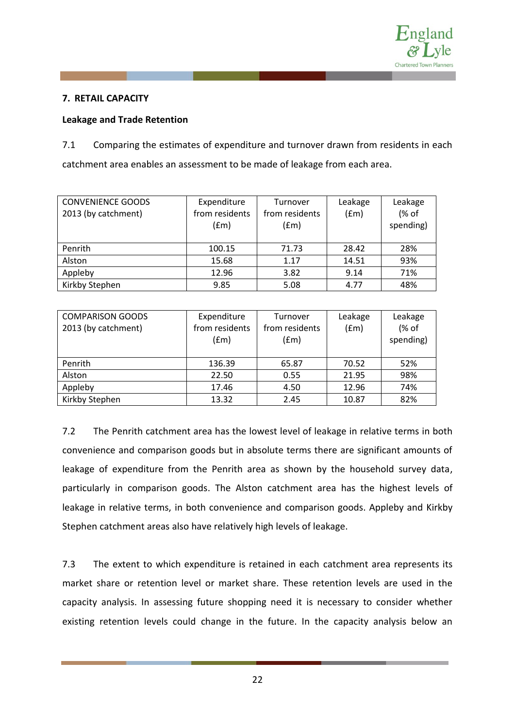## 7. RETAIL CAPACITY

### Leakage and Trade Retention

7.1 Comparing the estimates of expenditure and turnover drawn from residents in each catchment area enables an assessment to be made of leakage from each area.

| CONVENIENCE GOODS 2013 (by catchment) | Expenditure from residents (£m) | Turnover from residents (£m) | Leakage (£m) | Leakage (% of spending) |
|---|---|---|---|---|
| Penrith | 100.15 | 71.73 | 28.42 | 28% |
| Alston | 15.68 | 1.17 | 14.51 | 93% |
| Appleby | 12.96 | 3.82 | 9.14 | 71% |
| Kirkby Stephen | 9.85 | 5.08 | 4.77 | 48% |

| COMPARISON GOODS 2013 (by catchment) | Expenditure from residents (£m) | Turnover from residents (£m) | Leakage (£m) | Leakage (% of spending) |
|---|---|---|---|---|
| Penrith | 136.39 | 65.87 | 70.52 | 52% |
| Alston | 22.50 | 0.55 | 21.95 | 98% |
| Appleby | 17.46 | 4.50 | 12.96 | 74% |
| Kirkby Stephen | 13.32 | 2.45 | 10.87 | 82% |

7.2 The Penrith catchment area has the lowest level of leakage in relative terms in both convenience and comparison goods but in absolute terms there are significant amounts of leakage of expenditure from the Penrith area as shown by the household survey data, particularly in comparison goods. The Alston catchment area has the highest levels of leakage in relative terms, in both convenience and comparison goods. Appleby and Kirkby Stephen catchment areas also have relatively high levels of leakage.

7.3 The extent to which expenditure is retained in each catchment area represents its market share or retention level or market share. These retention levels are used in the capacity analysis. In assessing future shopping need it is necessary to consider whether existing retention levels could change in the future. In the capacity analysis below an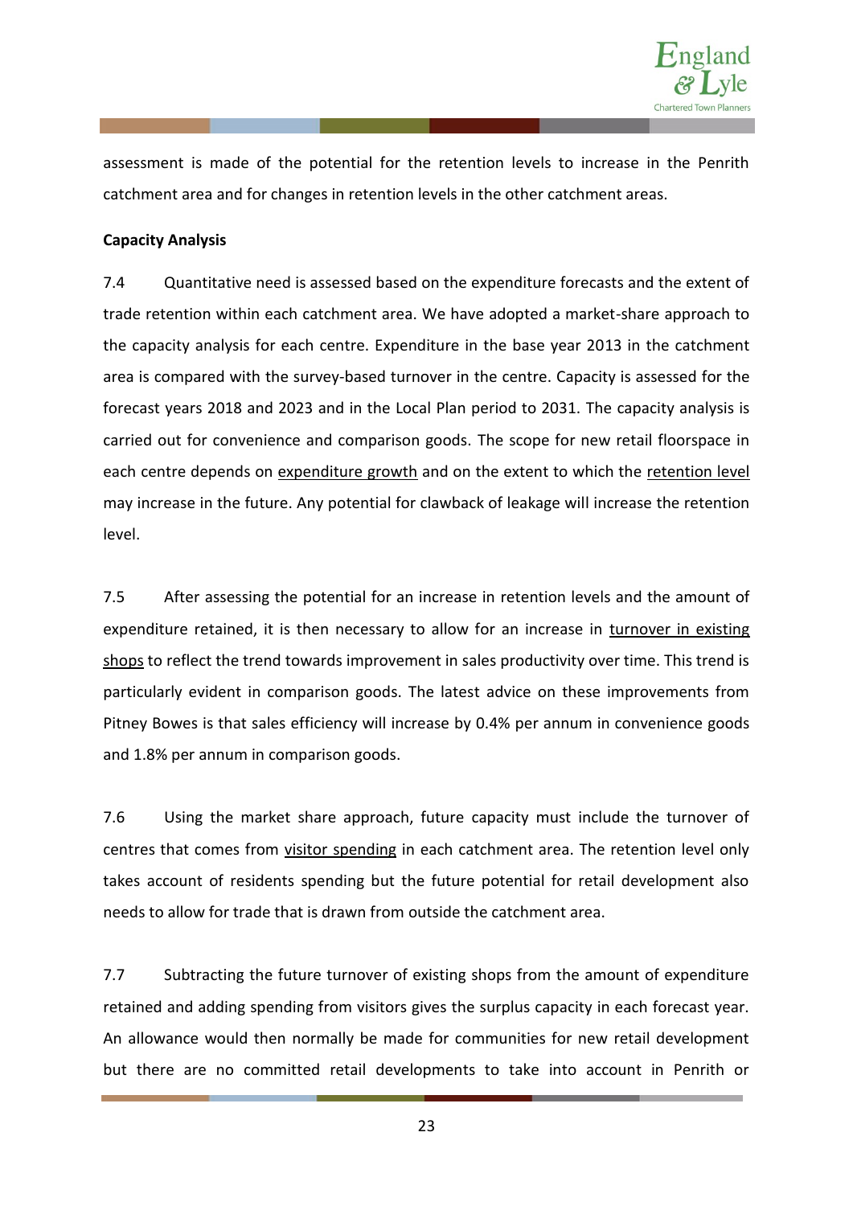assessment is made of the potential for the retention levels to increase in the Penrith catchment area and for changes in retention levels in the other catchment areas.

**Capacity Analysis**

7.4 Quantitative need is assessed based on the expenditure forecasts and the extent of trade retention within each catchment area. We have adopted a market-share approach to the capacity analysis for each centre. Expenditure in the base year 2013 in the catchment area is compared with the survey-based turnover in the centre. Capacity is assessed for the forecast years 2018 and 2023 and in the Local Plan period to 2031. The capacity analysis is carried out for convenience and comparison goods. The scope for new retail floorspace in each centre depends on <u>expenditure growth</u> and on the extent to which the <u>retention level</u> may increase in the future. Any potential for clawback of leakage will increase the retention level.

7.5 After assessing the potential for an increase in retention levels and the amount of expenditure retained, it is then necessary to allow for an increase in <u>turnover in existing shops</u> to reflect the trend towards improvement in sales productivity over time. This trend is particularly evident in comparison goods. The latest advice on these improvements from Pitney Bowes is that sales efficiency will increase by 0.4% per annum in convenience goods and 1.8% per annum in comparison goods.

7.6 Using the market share approach, future capacity must include the turnover of centres that comes from <u>visitor spending</u> in each catchment area. The retention level only takes account of residents spending but the future potential for retail development also needs to allow for trade that is drawn from outside the catchment area.

7.7 Subtracting the future turnover of existing shops from the amount of expenditure retained and adding spending from visitors gives the surplus capacity in each forecast year. An allowance would then normally be made for communities for new retail development but there are no committed retail developments to take into account in Penrith or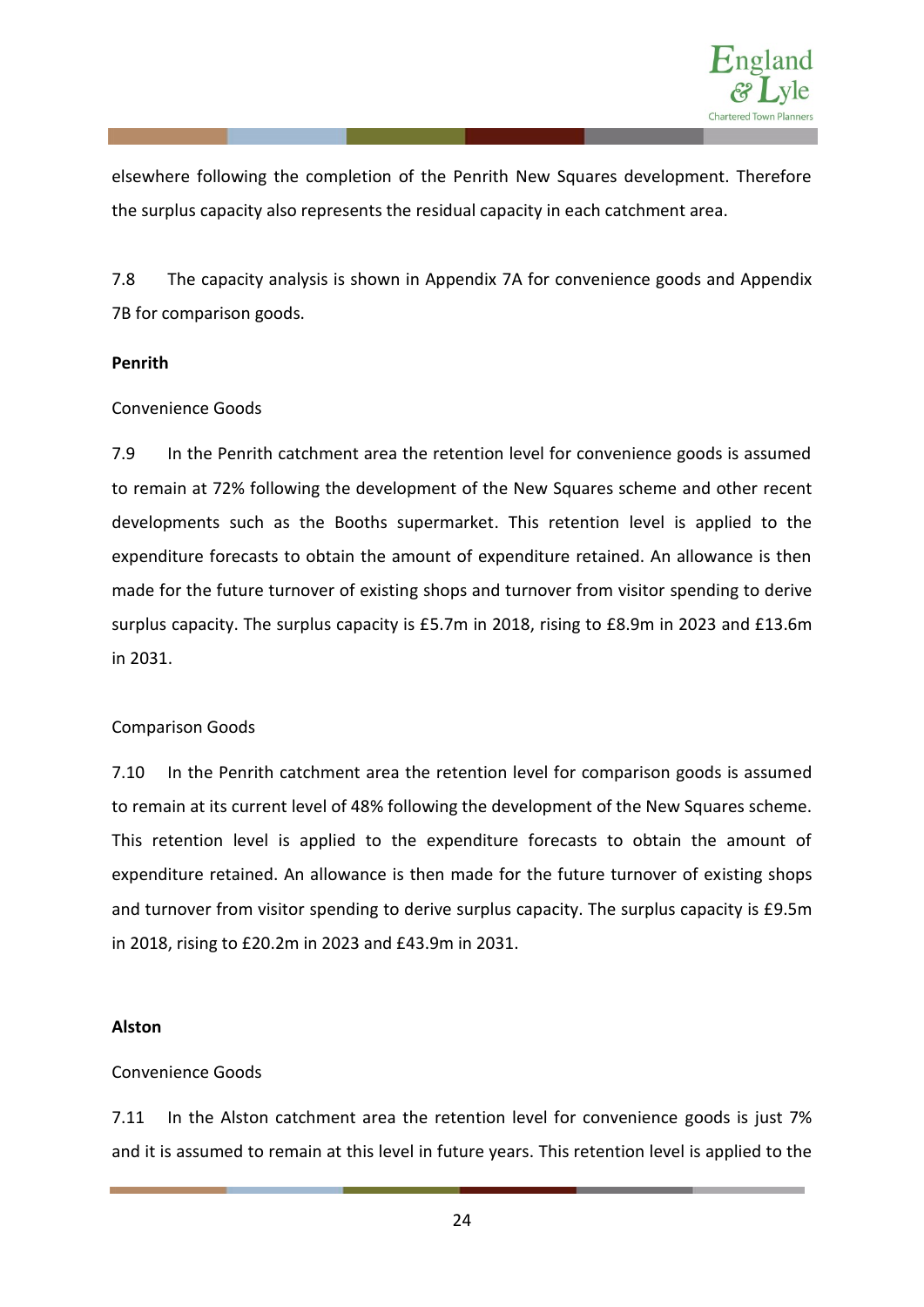elsewhere following the completion of the Penrith New Squares development. Therefore the surplus capacity also represents the residual capacity in each catchment area.

7.8 The capacity analysis is shown in Appendix 7A for convenience goods and Appendix 7B for comparison goods.

**Penrith**

Convenience Goods

7.9 In the Penrith catchment area the retention level for convenience goods is assumed to remain at 72% following the development of the New Squares scheme and other recent developments such as the Booths supermarket. This retention level is applied to the expenditure forecasts to obtain the amount of expenditure retained. An allowance is then made for the future turnover of existing shops and turnover from visitor spending to derive surplus capacity. The surplus capacity is £5.7m in 2018, rising to £8.9m in 2023 and £13.6m in 2031.

Comparison Goods

7.10 In the Penrith catchment area the retention level for comparison goods is assumed to remain at its current level of 48% following the development of the New Squares scheme. This retention level is applied to the expenditure forecasts to obtain the amount of expenditure retained. An allowance is then made for the future turnover of existing shops and turnover from visitor spending to derive surplus capacity. The surplus capacity is £9.5m in 2018, rising to £20.2m in 2023 and £43.9m in 2031.

**Alston**

Convenience Goods

7.11 In the Alston catchment area the retention level for convenience goods is just 7% and it is assumed to remain at this level in future years. This retention level is applied to the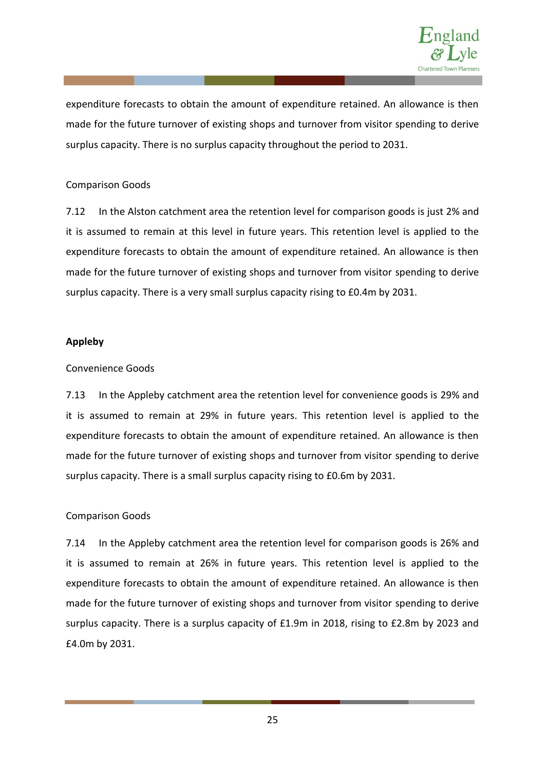expenditure forecasts to obtain the amount of expenditure retained. An allowance is then made for the future turnover of existing shops and turnover from visitor spending to derive surplus capacity. There is no surplus capacity throughout the period to 2031.

Comparison Goods

7.12 In the Alston catchment area the retention level for comparison goods is just 2% and it is assumed to remain at this level in future years. This retention level is applied to the expenditure forecasts to obtain the amount of expenditure retained. An allowance is then made for the future turnover of existing shops and turnover from visitor spending to derive surplus capacity. There is a very small surplus capacity rising to £0.4m by 2031.

**Appleby**

Convenience Goods

7.13 In the Appleby catchment area the retention level for convenience goods is 29% and it is assumed to remain at 29% in future years. This retention level is applied to the expenditure forecasts to obtain the amount of expenditure retained. An allowance is then made for the future turnover of existing shops and turnover from visitor spending to derive surplus capacity. There is a small surplus capacity rising to £0.6m by 2031.

Comparison Goods

7.14 In the Appleby catchment area the retention level for comparison goods is 26% and it is assumed to remain at 26% in future years. This retention level is applied to the expenditure forecasts to obtain the amount of expenditure retained. An allowance is then made for the future turnover of existing shops and turnover from visitor spending to derive surplus capacity. There is a surplus capacity of £1.9m in 2018, rising to £2.8m by 2023 and £4.0m by 2031.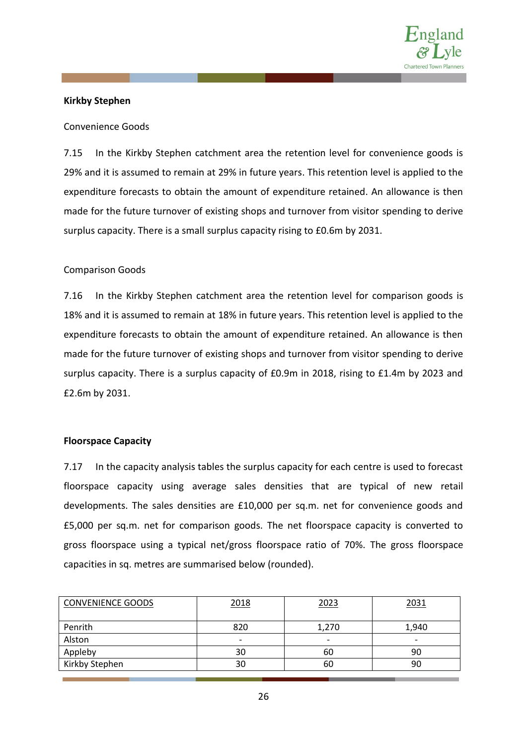**Kirkby Stephen**

Convenience Goods

7.15 In the Kirkby Stephen catchment area the retention level for convenience goods is 29% and it is assumed to remain at 29% in future years. This retention level is applied to the expenditure forecasts to obtain the amount of expenditure retained. An allowance is then made for the future turnover of existing shops and turnover from visitor spending to derive surplus capacity. There is a small surplus capacity rising to £0.6m by 2031.

Comparison Goods

7.16 In the Kirkby Stephen catchment area the retention level for comparison goods is 18% and it is assumed to remain at 18% in future years. This retention level is applied to the expenditure forecasts to obtain the amount of expenditure retained. An allowance is then made for the future turnover of existing shops and turnover from visitor spending to derive surplus capacity. There is a surplus capacity of £0.9m in 2018, rising to £1.4m by 2023 and £2.6m by 2031.

**Floorspace Capacity**

7.17 In the capacity analysis tables the surplus capacity for each centre is used to forecast floorspace capacity using average sales densities that are typical of new retail developments. The sales densities are £10,000 per sq.m. net for convenience goods and £5,000 per sq.m. net for comparison goods. The net floorspace capacity is converted to gross floorspace using a typical net/gross floorspace ratio of 70%. The gross floorspace capacities in sq. metres are summarised below (rounded).

| CONVENIENCE GOODS | 2018 | 2023 | 2031 |
|---|---|---|---|
| Penrith | 820 | 1,270 | 1,940 |
| Alston | - | - | - |
| Appleby | 30 | 60 | 90 |
| Kirkby Stephen | 30 | 60 | 90 |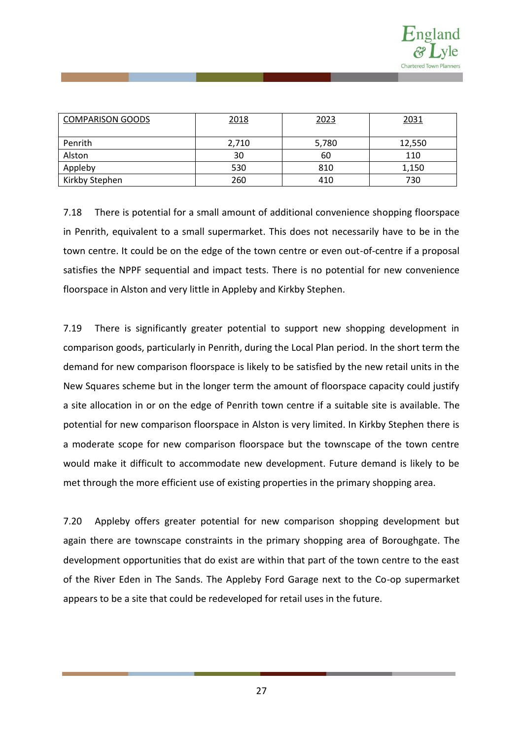| COMPARISON GOODS | 2018 | 2023 | 2031 |
|---|---|---|---|
| Penrith | 2,710 | 5,780 | 12,550 |
| Alston | 30 | 60 | 110 |
| Appleby | 530 | 810 | 1,150 |
| Kirkby Stephen | 260 | 410 | 730 |

7.18 There is potential for a small amount of additional convenience shopping floorspace in Penrith, equivalent to a small supermarket. This does not necessarily have to be in the town centre. It could be on the edge of the town centre or even out-of-centre if a proposal satisfies the NPPF sequential and impact tests. There is no potential for new convenience floorspace in Alston and very little in Appleby and Kirkby Stephen.

7.19 There is significantly greater potential to support new shopping development in comparison goods, particularly in Penrith, during the Local Plan period. In the short term the demand for new comparison floorspace is likely to be satisfied by the new retail units in the New Squares scheme but in the longer term the amount of floorspace capacity could justify a site allocation in or on the edge of Penrith town centre if a suitable site is available. The potential for new comparison floorspace in Alston is very limited. In Kirkby Stephen there is a moderate scope for new comparison floorspace but the townscape of the town centre would make it difficult to accommodate new development. Future demand is likely to be met through the more efficient use of existing properties in the primary shopping area.

7.20 Appleby offers greater potential for new comparison shopping development but again there are townscape constraints in the primary shopping area of Boroughgate. The development opportunities that do exist are within that part of the town centre to the east of the River Eden in The Sands. The Appleby Ford Garage next to the Co-op supermarket appears to be a site that could be redeveloped for retail uses in the future.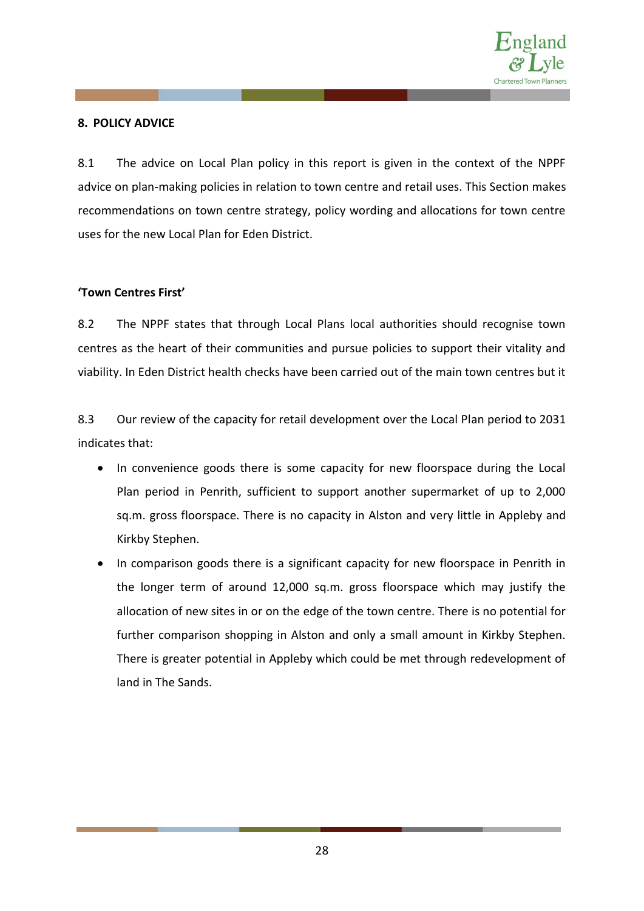## 8. POLICY ADVICE

8.1 The advice on Local Plan policy in this report is given in the context of the NPPF advice on plan-making policies in relation to town centre and retail uses. This Section makes recommendations on town centre strategy, policy wording and allocations for town centre uses for the new Local Plan for Eden District.

### 'Town Centres First'

8.2 The NPPF states that through Local Plans local authorities should recognise town centres as the heart of their communities and pursue policies to support their vitality and viability. In Eden District health checks have been carried out of the main town centres but it

8.3 Our review of the capacity for retail development over the Local Plan period to 2031 indicates that:

- In convenience goods there is some capacity for new floorspace during the Local Plan period in Penrith, sufficient to support another supermarket of up to 2,000 sq.m. gross floorspace. There is no capacity in Alston and very little in Appleby and Kirkby Stephen.
- In comparison goods there is a significant capacity for new floorspace in Penrith in the longer term of around 12,000 sq.m. gross floorspace which may justify the allocation of new sites in or on the edge of the town centre. There is no potential for further comparison shopping in Alston and only a small amount in Kirkby Stephen. There is greater potential in Appleby which could be met through redevelopment of land in The Sands.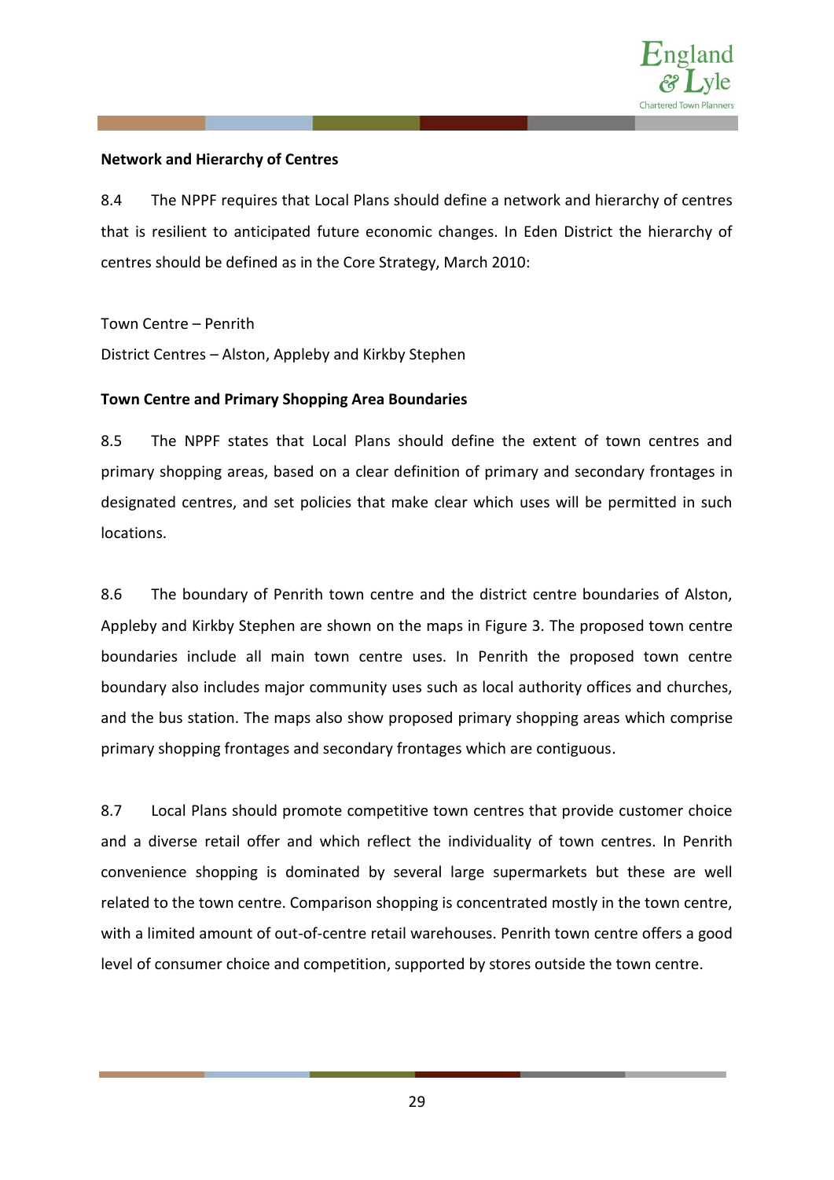**Network and Hierarchy of Centres**

8.4 The NPPF requires that Local Plans should define a network and hierarchy of centres that is resilient to anticipated future economic changes. In Eden District the hierarchy of centres should be defined as in the Core Strategy, March 2010:

Town Centre – Penrith

District Centres – Alston, Appleby and Kirkby Stephen

**Town Centre and Primary Shopping Area Boundaries**

8.5 The NPPF states that Local Plans should define the extent of town centres and primary shopping areas, based on a clear definition of primary and secondary frontages in designated centres, and set policies that make clear which uses will be permitted in such locations.

8.6 The boundary of Penrith town centre and the district centre boundaries of Alston, Appleby and Kirkby Stephen are shown on the maps in Figure 3. The proposed town centre boundaries include all main town centre uses. In Penrith the proposed town centre boundary also includes major community uses such as local authority offices and churches, and the bus station. The maps also show proposed primary shopping areas which comprise primary shopping frontages and secondary frontages which are contiguous.

8.7 Local Plans should promote competitive town centres that provide customer choice and a diverse retail offer and which reflect the individuality of town centres. In Penrith convenience shopping is dominated by several large supermarkets but these are well related to the town centre. Comparison shopping is concentrated mostly in the town centre, with a limited amount of out-of-centre retail warehouses. Penrith town centre offers a good level of consumer choice and competition, supported by stores outside the town centre.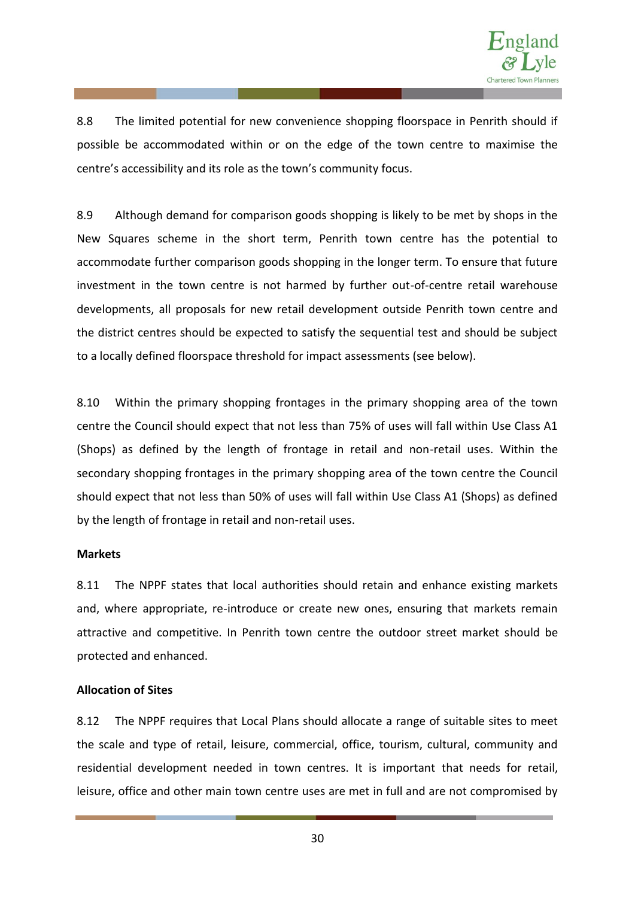8.8 The limited potential for new convenience shopping floorspace in Penrith should if possible be accommodated within or on the edge of the town centre to maximise the centre's accessibility and its role as the town's community focus.

8.9 Although demand for comparison goods shopping is likely to be met by shops in the New Squares scheme in the short term, Penrith town centre has the potential to accommodate further comparison goods shopping in the longer term. To ensure that future investment in the town centre is not harmed by further out-of-centre retail warehouse developments, all proposals for new retail development outside Penrith town centre and the district centres should be expected to satisfy the sequential test and should be subject to a locally defined floorspace threshold for impact assessments (see below).

8.10 Within the primary shopping frontages in the primary shopping area of the town centre the Council should expect that not less than 75% of uses will fall within Use Class A1 (Shops) as defined by the length of frontage in retail and non-retail uses. Within the secondary shopping frontages in the primary shopping area of the town centre the Council should expect that not less than 50% of uses will fall within Use Class A1 (Shops) as defined by the length of frontage in retail and non-retail uses.

**Markets**

8.11 The NPPF states that local authorities should retain and enhance existing markets and, where appropriate, re-introduce or create new ones, ensuring that markets remain attractive and competitive. In Penrith town centre the outdoor street market should be protected and enhanced.

**Allocation of Sites**

8.12 The NPPF requires that Local Plans should allocate a range of suitable sites to meet the scale and type of retail, leisure, commercial, office, tourism, cultural, community and residential development needed in town centres. It is important that needs for retail, leisure, office and other main town centre uses are met in full and are not compromised by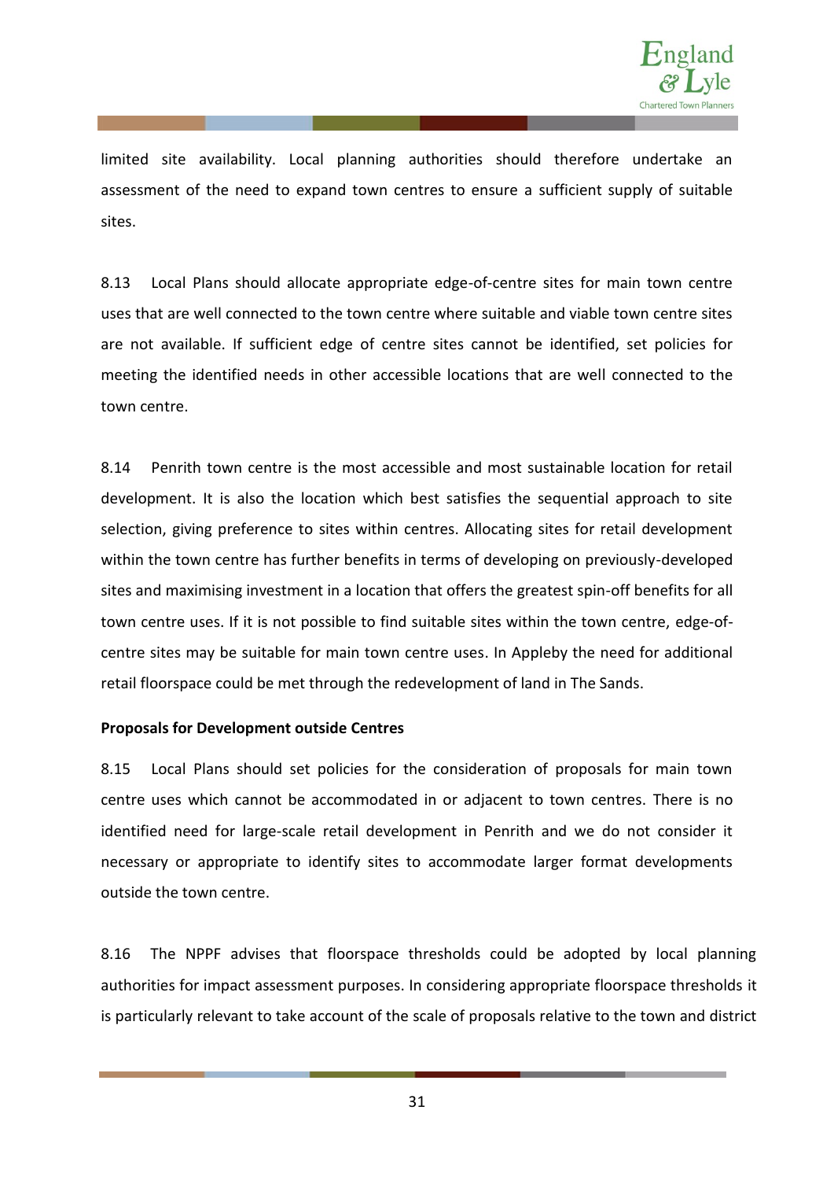limited site availability. Local planning authorities should therefore undertake an assessment of the need to expand town centres to ensure a sufficient supply of suitable sites.

8.13 Local Plans should allocate appropriate edge-of-centre sites for main town centre uses that are well connected to the town centre where suitable and viable town centre sites are not available. If sufficient edge of centre sites cannot be identified, set policies for meeting the identified needs in other accessible locations that are well connected to the town centre.

8.14 Penrith town centre is the most accessible and most sustainable location for retail development. It is also the location which best satisfies the sequential approach to site selection, giving preference to sites within centres. Allocating sites for retail development within the town centre has further benefits in terms of developing on previously-developed sites and maximising investment in a location that offers the greatest spin-off benefits for all town centre uses. If it is not possible to find suitable sites within the town centre, edge-of-centre sites may be suitable for main town centre uses. In Appleby the need for additional retail floorspace could be met through the redevelopment of land in The Sands.

**Proposals for Development outside Centres**

8.15 Local Plans should set policies for the consideration of proposals for main town centre uses which cannot be accommodated in or adjacent to town centres. There is no identified need for large-scale retail development in Penrith and we do not consider it necessary or appropriate to identify sites to accommodate larger format developments outside the town centre.

8.16 The NPPF advises that floorspace thresholds could be adopted by local planning authorities for impact assessment purposes. In considering appropriate floorspace thresholds it is particularly relevant to take account of the scale of proposals relative to the town and district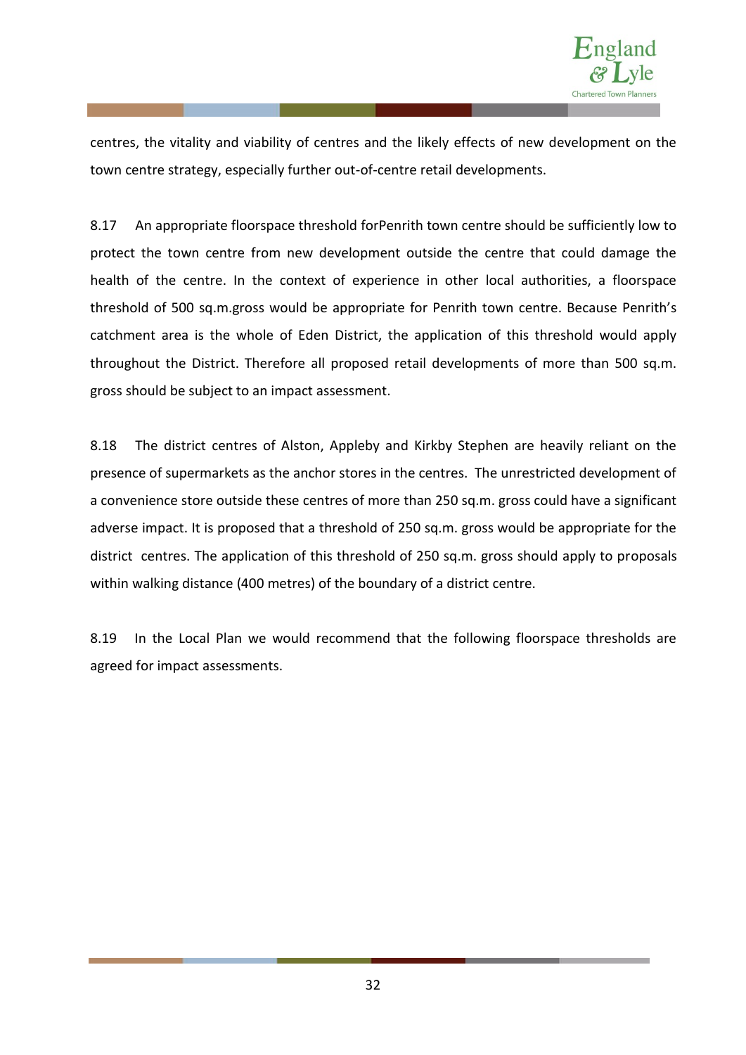centres, the vitality and viability of centres and the likely effects of new development on the town centre strategy, especially further out-of-centre retail developments.

8.17 An appropriate floorspace threshold forPenrith town centre should be sufficiently low to protect the town centre from new development outside the centre that could damage the health of the centre. In the context of experience in other local authorities, a floorspace threshold of 500 sq.m.gross would be appropriate for Penrith town centre. Because Penrith's catchment area is the whole of Eden District, the application of this threshold would apply throughout the District. Therefore all proposed retail developments of more than 500 sq.m. gross should be subject to an impact assessment.

8.18 The district centres of Alston, Appleby and Kirkby Stephen are heavily reliant on the presence of supermarkets as the anchor stores in the centres. The unrestricted development of a convenience store outside these centres of more than 250 sq.m. gross could have a significant adverse impact. It is proposed that a threshold of 250 sq.m. gross would be appropriate for the district centres. The application of this threshold of 250 sq.m. gross should apply to proposals within walking distance (400 metres) of the boundary of a district centre.

8.19 In the Local Plan we would recommend that the following floorspace thresholds are agreed for impact assessments.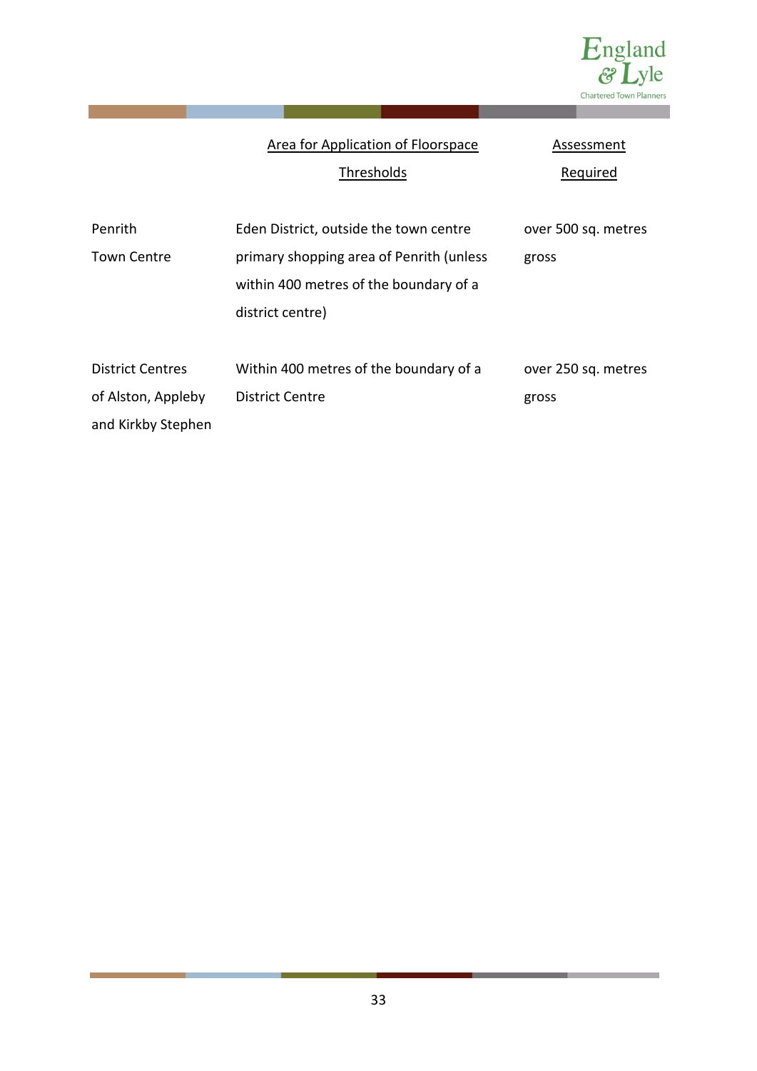| | Area for Application of Floorspace Thresholds | Assessment Required |
|---|---|---|
| Penrith Town Centre | Eden District, outside the town centre primary shopping area of Penrith (unless within 400 metres of the boundary of a district centre) | over 500 sq. metres gross |
| District Centres of Alston, Appleby and Kirkby Stephen | Within 400 metres of the boundary of a District Centre | over 250 sq. metres gross |